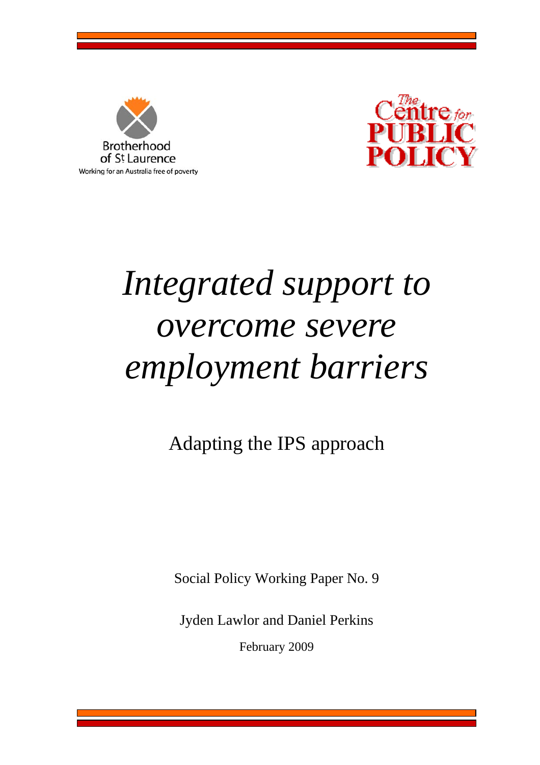Brotherhood of St Laurence

Working for an Australia free of poverty

The Centre for PUBLIC POLICY

# *Integrated support to overcome severe employment barriers*

## Adapting the IPS approach

Social Policy Working Paper No. 9

Jyden Lawlor and Daniel Perkins

February 2009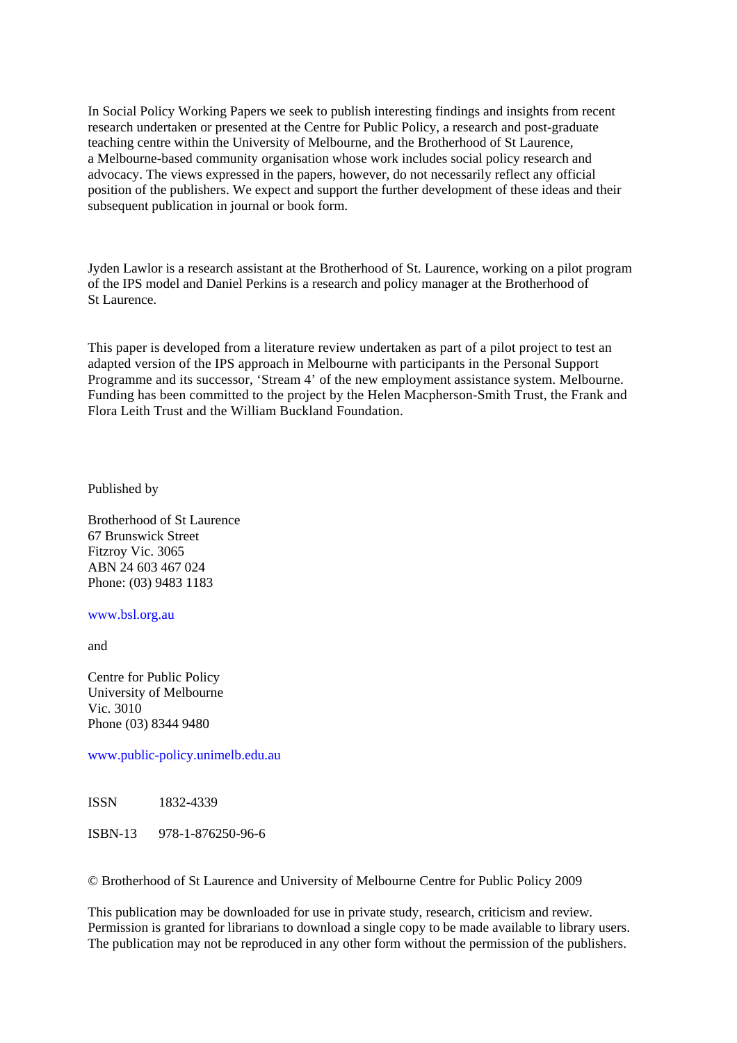In Social Policy Working Papers we seek to publish interesting findings and insights from recent research undertaken or presented at the Centre for Public Policy, a research and post-graduate teaching centre within the University of Melbourne, and the Brotherhood of St Laurence, a Melbourne-based community organisation whose work includes social policy research and advocacy. The views expressed in the papers, however, do not necessarily reflect any official position of the publishers. We expect and support the further development of these ideas and their subsequent publication in journal or book form.

Jyden Lawlor is a research assistant at the Brotherhood of St. Laurence, working on a pilot program of the IPS model and Daniel Perkins is a research and policy manager at the Brotherhood of St Laurence.

This paper is developed from a literature review undertaken as part of a pilot project to test an adapted version of the IPS approach in Melbourne with participants in the Personal Support Programme and its successor, 'Stream 4' of the new employment assistance system. Melbourne. Funding has been committed to the project by the Helen Macpherson-Smith Trust, the Frank and Flora Leith Trust and the William Buckland Foundation.

Published by

Brotherhood of St Laurence
67 Brunswick Street
Fitzroy Vic. 3065
ABN 24 603 467 024
Phone: (03) 9483 1183

www.bsl.org.au

and

Centre for Public Policy
University of Melbourne
Vic. 3010
Phone (03) 8344 9480

www.public-policy.unimelb.edu.au

ISSN 1832-4339

ISBN-13 978-1-876250-96-6

© Brotherhood of St Laurence and University of Melbourne Centre for Public Policy 2009

This publication may be downloaded for use in private study, research, criticism and review. Permission is granted for librarians to download a single copy to be made available to library users. The publication may not be reproduced in any other form without the permission of the publishers.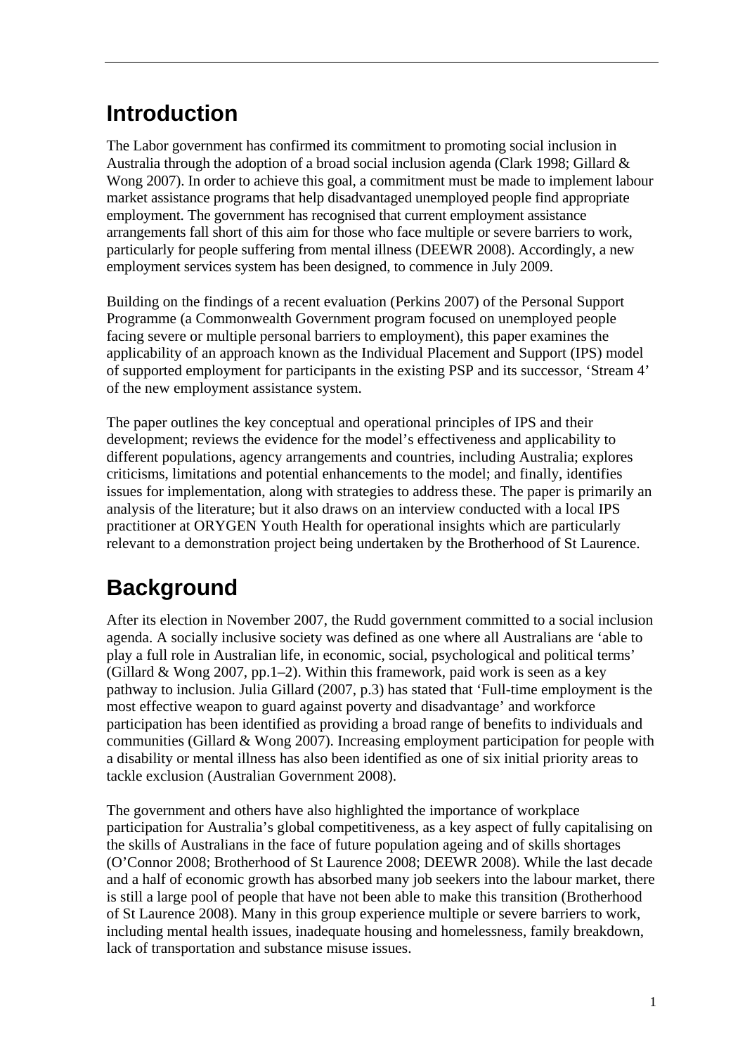# Introduction

The Labor government has confirmed its commitment to promoting social inclusion in Australia through the adoption of a broad social inclusion agenda (Clark 1998; Gillard & Wong 2007). In order to achieve this goal, a commitment must be made to implement labour market assistance programs that help disadvantaged unemployed people find appropriate employment. The government has recognised that current employment assistance arrangements fall short of this aim for those who face multiple or severe barriers to work, particularly for people suffering from mental illness (DEEWR 2008). Accordingly, a new employment services system has been designed, to commence in July 2009.

Building on the findings of a recent evaluation (Perkins 2007) of the Personal Support Programme (a Commonwealth Government program focused on unemployed people facing severe or multiple personal barriers to employment), this paper examines the applicability of an approach known as the Individual Placement and Support (IPS) model of supported employment for participants in the existing PSP and its successor, 'Stream 4' of the new employment assistance system.

The paper outlines the key conceptual and operational principles of IPS and their development; reviews the evidence for the model's effectiveness and applicability to different populations, agency arrangements and countries, including Australia; explores criticisms, limitations and potential enhancements to the model; and finally, identifies issues for implementation, along with strategies to address these. The paper is primarily an analysis of the literature; but it also draws on an interview conducted with a local IPS practitioner at ORYGEN Youth Health for operational insights which are particularly relevant to a demonstration project being undertaken by the Brotherhood of St Laurence.

# Background

After its election in November 2007, the Rudd government committed to a social inclusion agenda. A socially inclusive society was defined as one where all Australians are 'able to play a full role in Australian life, in economic, social, psychological and political terms' (Gillard & Wong 2007, pp.1–2). Within this framework, paid work is seen as a key pathway to inclusion. Julia Gillard (2007, p.3) has stated that 'Full-time employment is the most effective weapon to guard against poverty and disadvantage' and workforce participation has been identified as providing a broad range of benefits to individuals and communities (Gillard & Wong 2007). Increasing employment participation for people with a disability or mental illness has also been identified as one of six initial priority areas to tackle exclusion (Australian Government 2008).

The government and others have also highlighted the importance of workplace participation for Australia's global competitiveness, as a key aspect of fully capitalising on the skills of Australians in the face of future population ageing and of skills shortages (O'Connor 2008; Brotherhood of St Laurence 2008; DEEWR 2008). While the last decade and a half of economic growth has absorbed many job seekers into the labour market, there is still a large pool of people that have not been able to make this transition (Brotherhood of St Laurence 2008). Many in this group experience multiple or severe barriers to work, including mental health issues, inadequate housing and homelessness, family breakdown, lack of transportation and substance misuse issues.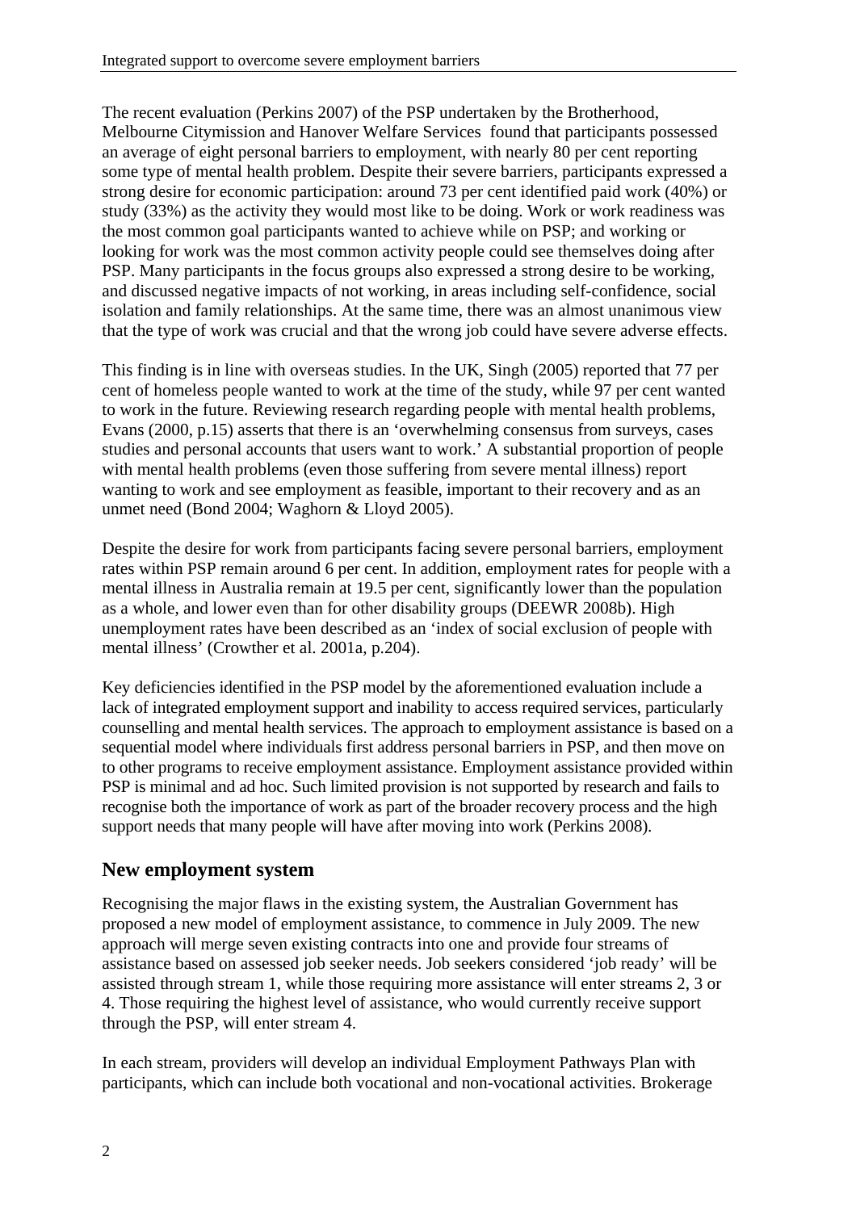The recent evaluation (Perkins 2007) of the PSP undertaken by the Brotherhood, Melbourne Citymission and Hanover Welfare Services found that participants possessed an average of eight personal barriers to employment, with nearly 80 per cent reporting some type of mental health problem. Despite their severe barriers, participants expressed a strong desire for economic participation: around 73 per cent identified paid work (40%) or study (33%) as the activity they would most like to be doing. Work or work readiness was the most common goal participants wanted to achieve while on PSP; and working or looking for work was the most common activity people could see themselves doing after PSP. Many participants in the focus groups also expressed a strong desire to be working, and discussed negative impacts of not working, in areas including self-confidence, social isolation and family relationships. At the same time, there was an almost unanimous view that the type of work was crucial and that the wrong job could have severe adverse effects.

This finding is in line with overseas studies. In the UK, Singh (2005) reported that 77 per cent of homeless people wanted to work at the time of the study, while 97 per cent wanted to work in the future. Reviewing research regarding people with mental health problems, Evans (2000, p.15) asserts that there is an 'overwhelming consensus from surveys, cases studies and personal accounts that users want to work.' A substantial proportion of people with mental health problems (even those suffering from severe mental illness) report wanting to work and see employment as feasible, important to their recovery and as an unmet need (Bond 2004; Waghorn & Lloyd 2005).

Despite the desire for work from participants facing severe personal barriers, employment rates within PSP remain around 6 per cent. In addition, employment rates for people with a mental illness in Australia remain at 19.5 per cent, significantly lower than the population as a whole, and lower even than for other disability groups (DEEWR 2008b). High unemployment rates have been described as an 'index of social exclusion of people with mental illness' (Crowther et al. 2001a, p.204).

Key deficiencies identified in the PSP model by the aforementioned evaluation include a lack of integrated employment support and inability to access required services, particularly counselling and mental health services. The approach to employment assistance is based on a sequential model where individuals first address personal barriers in PSP, and then move on to other programs to receive employment assistance. Employment assistance provided within PSP is minimal and ad hoc. Such limited provision is not supported by research and fails to recognise both the importance of work as part of the broader recovery process and the high support needs that many people will have after moving into work (Perkins 2008).

## New employment system

Recognising the major flaws in the existing system, the Australian Government has proposed a new model of employment assistance, to commence in July 2009. The new approach will merge seven existing contracts into one and provide four streams of assistance based on assessed job seeker needs. Job seekers considered 'job ready' will be assisted through stream 1, while those requiring more assistance will enter streams 2, 3 or 4. Those requiring the highest level of assistance, who would currently receive support through the PSP, will enter stream 4.

In each stream, providers will develop an individual Employment Pathways Plan with participants, which can include both vocational and non-vocational activities. Brokerage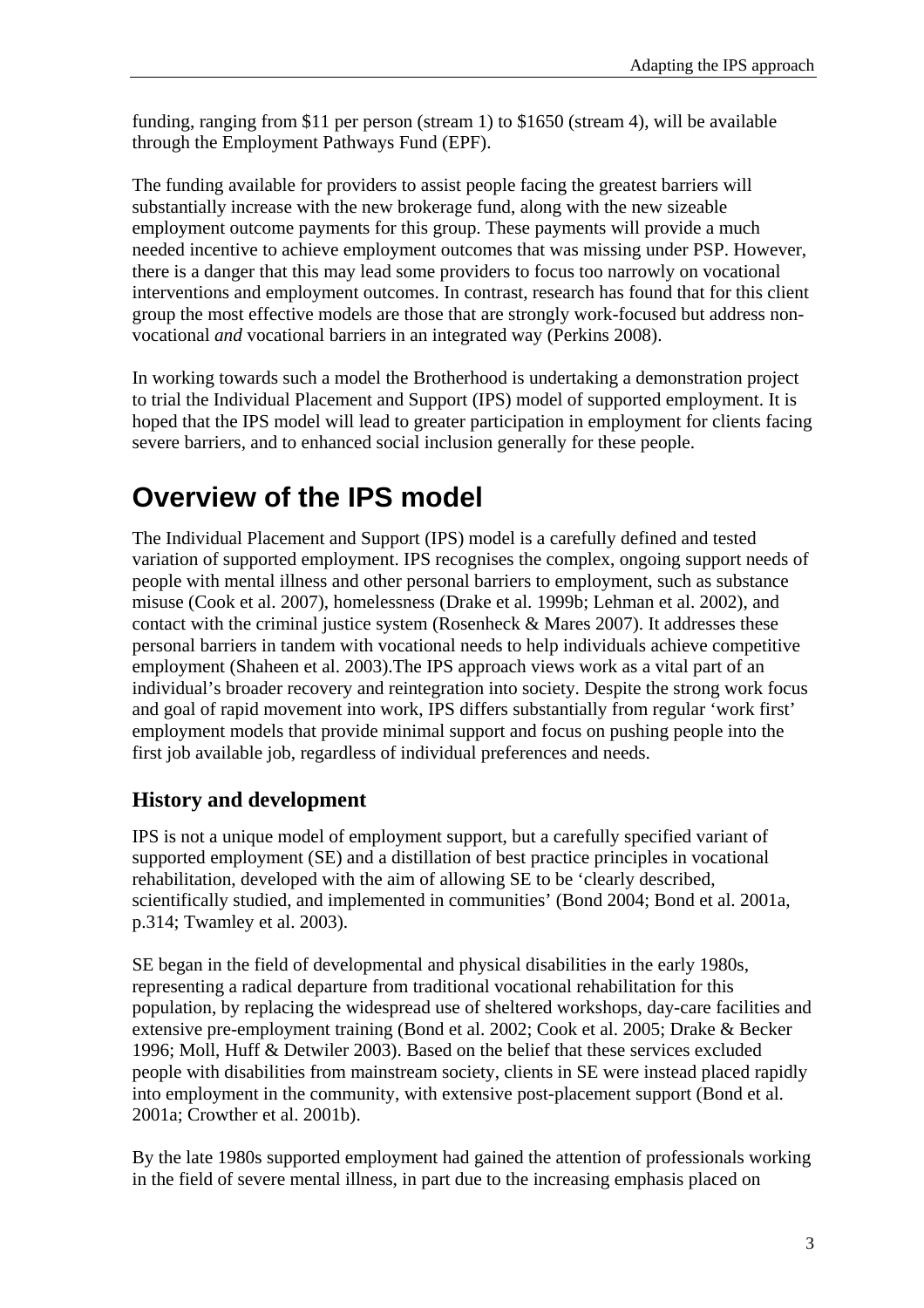funding, ranging from $11 per person (stream 1) to $1650 (stream 4), will be available through the Employment Pathways Fund (EPF).

The funding available for providers to assist people facing the greatest barriers will substantially increase with the new brokerage fund, along with the new sizeable employment outcome payments for this group. These payments will provide a much needed incentive to achieve employment outcomes that was missing under PSP. However, there is a danger that this may lead some providers to focus too narrowly on vocational interventions and employment outcomes. In contrast, research has found that for this client group the most effective models are those that are strongly work-focused but address non-vocational *and* vocational barriers in an integrated way (Perkins 2008).

In working towards such a model the Brotherhood is undertaking a demonstration project to trial the Individual Placement and Support (IPS) model of supported employment. It is hoped that the IPS model will lead to greater participation in employment for clients facing severe barriers, and to enhanced social inclusion generally for these people.

# Overview of the IPS model

The Individual Placement and Support (IPS) model is a carefully defined and tested variation of supported employment. IPS recognises the complex, ongoing support needs of people with mental illness and other personal barriers to employment, such as substance misuse (Cook et al. 2007), homelessness (Drake et al. 1999b; Lehman et al. 2002), and contact with the criminal justice system (Rosenheck & Mares 2007). It addresses these personal barriers in tandem with vocational needs to help individuals achieve competitive employment (Shaheen et al. 2003).The IPS approach views work as a vital part of an individual's broader recovery and reintegration into society. Despite the strong work focus and goal of rapid movement into work, IPS differs substantially from regular 'work first' employment models that provide minimal support and focus on pushing people into the first job available job, regardless of individual preferences and needs.

## History and development

IPS is not a unique model of employment support, but a carefully specified variant of supported employment (SE) and a distillation of best practice principles in vocational rehabilitation, developed with the aim of allowing SE to be 'clearly described, scientifically studied, and implemented in communities' (Bond 2004; Bond et al. 2001a, p.314; Twamley et al. 2003).

SE began in the field of developmental and physical disabilities in the early 1980s, representing a radical departure from traditional vocational rehabilitation for this population, by replacing the widespread use of sheltered workshops, day-care facilities and extensive pre-employment training (Bond et al. 2002; Cook et al. 2005; Drake & Becker 1996; Moll, Huff & Detwiler 2003). Based on the belief that these services excluded people with disabilities from mainstream society, clients in SE were instead placed rapidly into employment in the community, with extensive post-placement support (Bond et al. 2001a; Crowther et al. 2001b).

By the late 1980s supported employment had gained the attention of professionals working in the field of severe mental illness, in part due to the increasing emphasis placed on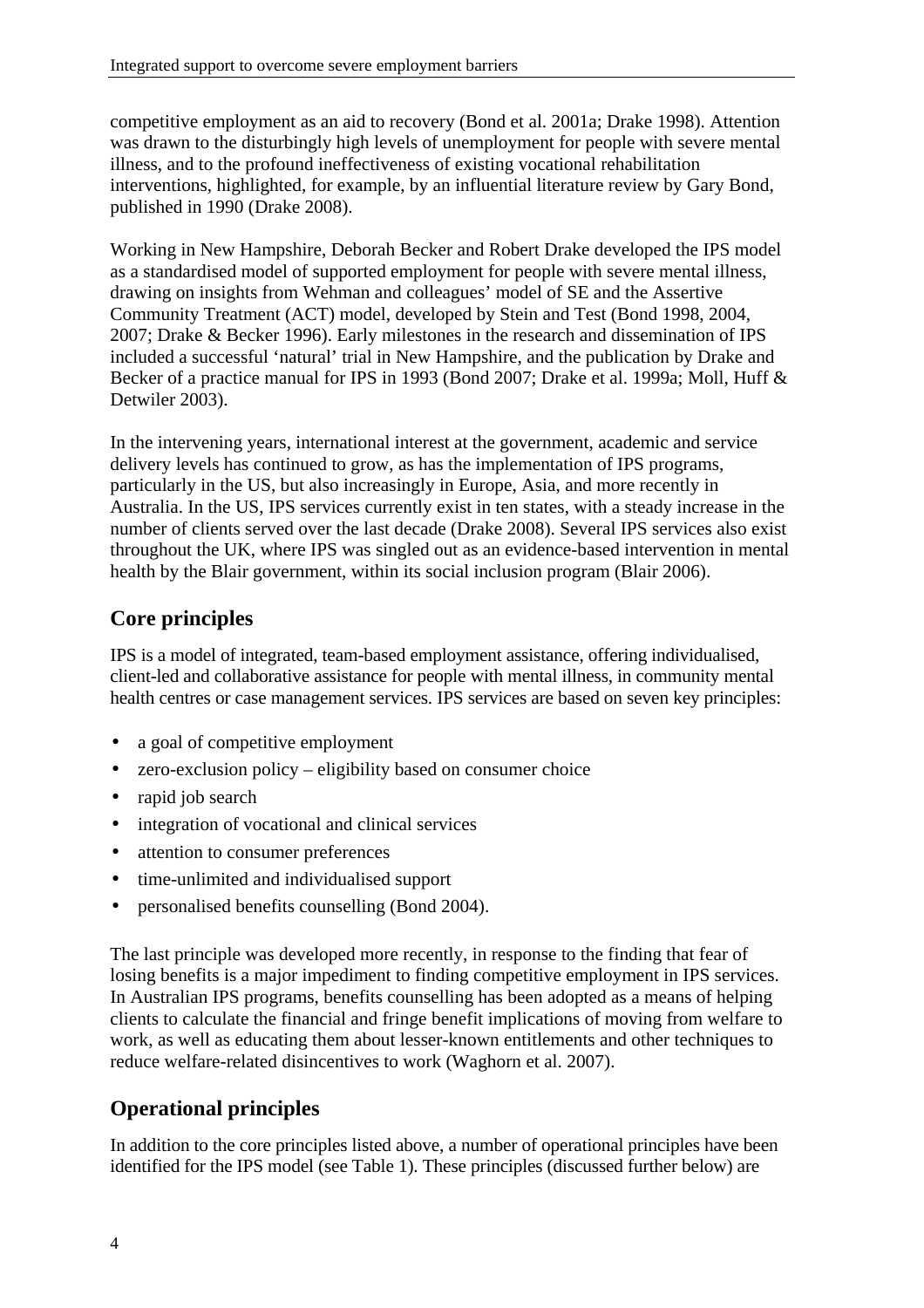competitive employment as an aid to recovery (Bond et al. 2001a; Drake 1998). Attention was drawn to the disturbingly high levels of unemployment for people with severe mental illness, and to the profound ineffectiveness of existing vocational rehabilitation interventions, highlighted, for example, by an influential literature review by Gary Bond, published in 1990 (Drake 2008).

Working in New Hampshire, Deborah Becker and Robert Drake developed the IPS model as a standardised model of supported employment for people with severe mental illness, drawing on insights from Wehman and colleagues' model of SE and the Assertive Community Treatment (ACT) model, developed by Stein and Test (Bond 1998, 2004, 2007; Drake & Becker 1996). Early milestones in the research and dissemination of IPS included a successful 'natural' trial in New Hampshire, and the publication by Drake and Becker of a practice manual for IPS in 1993 (Bond 2007; Drake et al. 1999a; Moll, Huff & Detwiler 2003).

In the intervening years, international interest at the government, academic and service delivery levels has continued to grow, as has the implementation of IPS programs, particularly in the US, but also increasingly in Europe, Asia, and more recently in Australia. In the US, IPS services currently exist in ten states, with a steady increase in the number of clients served over the last decade (Drake 2008). Several IPS services also exist throughout the UK, where IPS was singled out as an evidence-based intervention in mental health by the Blair government, within its social inclusion program (Blair 2006).

## Core principles

IPS is a model of integrated, team-based employment assistance, offering individualised, client-led and collaborative assistance for people with mental illness, in community mental health centres or case management services. IPS services are based on seven key principles:

- a goal of competitive employment
- zero-exclusion policy – eligibility based on consumer choice
- rapid job search
- integration of vocational and clinical services
- attention to consumer preferences
- time-unlimited and individualised support
- personalised benefits counselling (Bond 2004).

The last principle was developed more recently, in response to the finding that fear of losing benefits is a major impediment to finding competitive employment in IPS services. In Australian IPS programs, benefits counselling has been adopted as a means of helping clients to calculate the financial and fringe benefit implications of moving from welfare to work, as well as educating them about lesser-known entitlements and other techniques to reduce welfare-related disincentives to work (Waghorn et al. 2007).

## Operational principles

In addition to the core principles listed above, a number of operational principles have been identified for the IPS model (see Table 1). These principles (discussed further below) are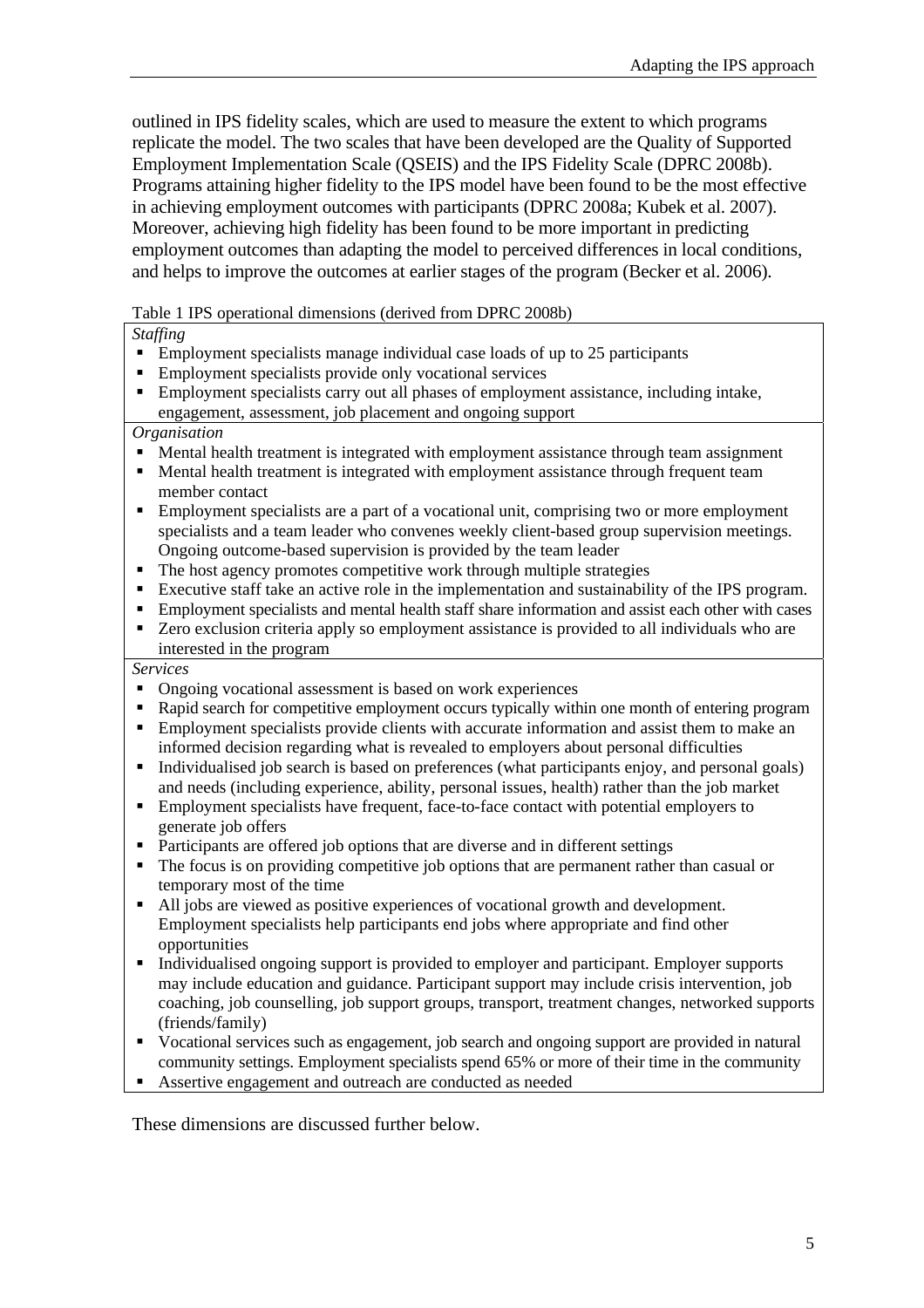outlined in IPS fidelity scales, which are used to measure the extent to which programs replicate the model. The two scales that have been developed are the Quality of Supported Employment Implementation Scale (QSEIS) and the IPS Fidelity Scale (DPRC 2008b). Programs attaining higher fidelity to the IPS model have been found to be the most effective in achieving employment outcomes with participants (DPRC 2008a; Kubek et al. 2007). Moreover, achieving high fidelity has been found to be more important in predicting employment outcomes than adapting the model to perceived differences in local conditions, and helps to improve the outcomes at earlier stages of the program (Becker et al. 2006).

Table 1 IPS operational dimensions (derived from DPRC 2008b)

*Staffing*

- Employment specialists manage individual case loads of up to 25 participants
- Employment specialists provide only vocational services
- Employment specialists carry out all phases of employment assistance, including intake, engagement, assessment, job placement and ongoing support

*Organisation*

- Mental health treatment is integrated with employment assistance through team assignment
- Mental health treatment is integrated with employment assistance through frequent team member contact
- Employment specialists are a part of a vocational unit, comprising two or more employment specialists and a team leader who convenes weekly client-based group supervision meetings. Ongoing outcome-based supervision is provided by the team leader
- The host agency promotes competitive work through multiple strategies
- Executive staff take an active role in the implementation and sustainability of the IPS program.
- Employment specialists and mental health staff share information and assist each other with cases
- Zero exclusion criteria apply so employment assistance is provided to all individuals who are interested in the program

*Services*

- Ongoing vocational assessment is based on work experiences
- Rapid search for competitive employment occurs typically within one month of entering program
- Employment specialists provide clients with accurate information and assist them to make an informed decision regarding what is revealed to employers about personal difficulties
- Individualised job search is based on preferences (what participants enjoy, and personal goals) and needs (including experience, ability, personal issues, health) rather than the job market
- Employment specialists have frequent, face-to-face contact with potential employers to generate job offers
- Participants are offered job options that are diverse and in different settings
- The focus is on providing competitive job options that are permanent rather than casual or temporary most of the time
- All jobs are viewed as positive experiences of vocational growth and development. Employment specialists help participants end jobs where appropriate and find other opportunities
- Individualised ongoing support is provided to employer and participant. Employer supports may include education and guidance. Participant support may include crisis intervention, job coaching, job counselling, job support groups, transport, treatment changes, networked supports (friends/family)
- Vocational services such as engagement, job search and ongoing support are provided in natural community settings. Employment specialists spend 65% or more of their time in the community
- Assertive engagement and outreach are conducted as needed

These dimensions are discussed further below.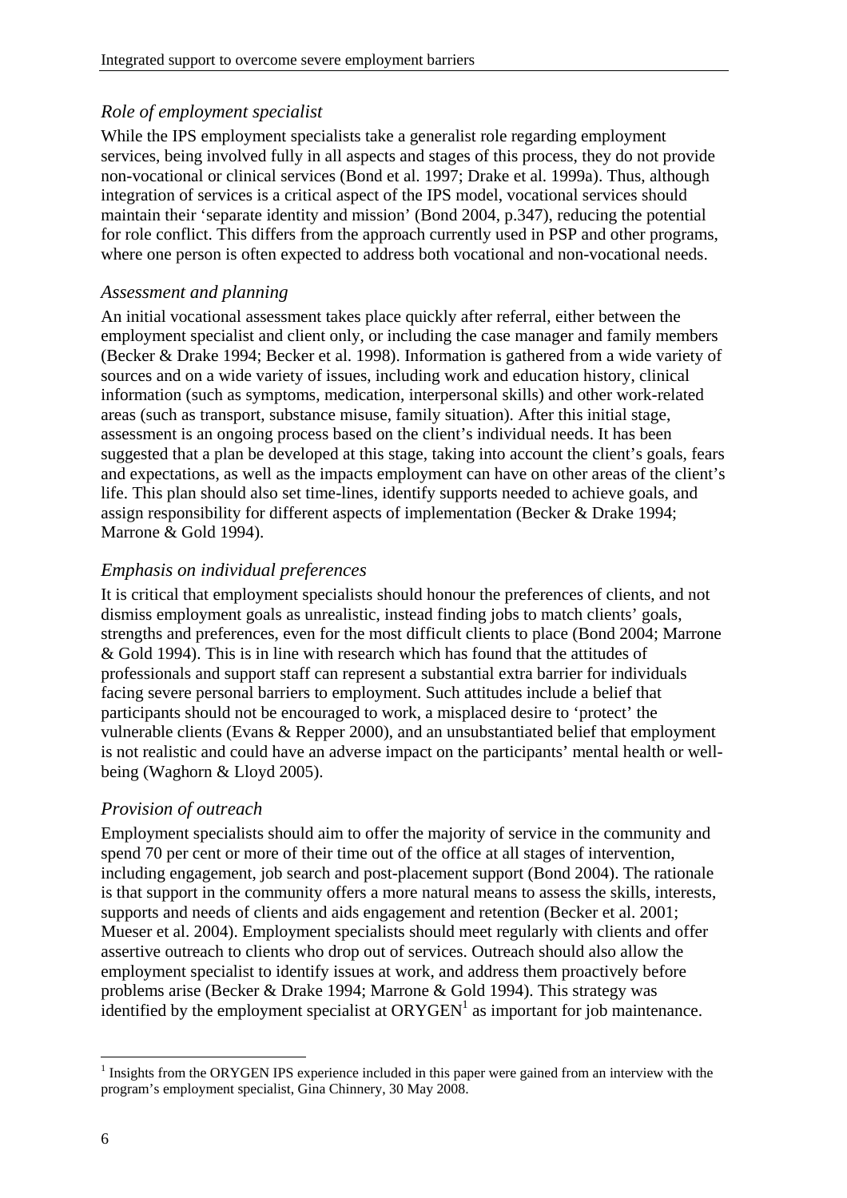### *Role of employment specialist*

While the IPS employment specialists take a generalist role regarding employment services, being involved fully in all aspects and stages of this process, they do not provide non-vocational or clinical services (Bond et al. 1997; Drake et al. 1999a). Thus, although integration of services is a critical aspect of the IPS model, vocational services should maintain their 'separate identity and mission' (Bond 2004, p.347), reducing the potential for role conflict. This differs from the approach currently used in PSP and other programs, where one person is often expected to address both vocational and non-vocational needs.

### *Assessment and planning*

An initial vocational assessment takes place quickly after referral, either between the employment specialist and client only, or including the case manager and family members (Becker & Drake 1994; Becker et al. 1998). Information is gathered from a wide variety of sources and on a wide variety of issues, including work and education history, clinical information (such as symptoms, medication, interpersonal skills) and other work-related areas (such as transport, substance misuse, family situation). After this initial stage, assessment is an ongoing process based on the client's individual needs. It has been suggested that a plan be developed at this stage, taking into account the client's goals, fears and expectations, as well as the impacts employment can have on other areas of the client's life. This plan should also set time-lines, identify supports needed to achieve goals, and assign responsibility for different aspects of implementation (Becker & Drake 1994; Marrone & Gold 1994).

### *Emphasis on individual preferences*

It is critical that employment specialists should honour the preferences of clients, and not dismiss employment goals as unrealistic, instead finding jobs to match clients' goals, strengths and preferences, even for the most difficult clients to place (Bond 2004; Marrone & Gold 1994). This is in line with research which has found that the attitudes of professionals and support staff can represent a substantial extra barrier for individuals facing severe personal barriers to employment. Such attitudes include a belief that participants should not be encouraged to work, a misplaced desire to 'protect' the vulnerable clients (Evans & Repper 2000), and an unsubstantiated belief that employment is not realistic and could have an adverse impact on the participants' mental health or well-being (Waghorn & Lloyd 2005).

### *Provision of outreach*

Employment specialists should aim to offer the majority of service in the community and spend 70 per cent or more of their time out of the office at all stages of intervention, including engagement, job search and post-placement support (Bond 2004). The rationale is that support in the community offers a more natural means to assess the skills, interests, supports and needs of clients and aids engagement and retention (Becker et al. 2001; Mueser et al. 2004). Employment specialists should meet regularly with clients and offer assertive outreach to clients who drop out of services. Outreach should also allow the employment specialist to identify issues at work, and address them proactively before problems arise (Becker & Drake 1994; Marrone & Gold 1994). This strategy was identified by the employment specialist at ORYGEN[1] as important for job maintenance.

[1] Insights from the ORYGEN IPS experience included in this paper were gained from an interview with the program's employment specialist, Gina Chinnery, 30 May 2008.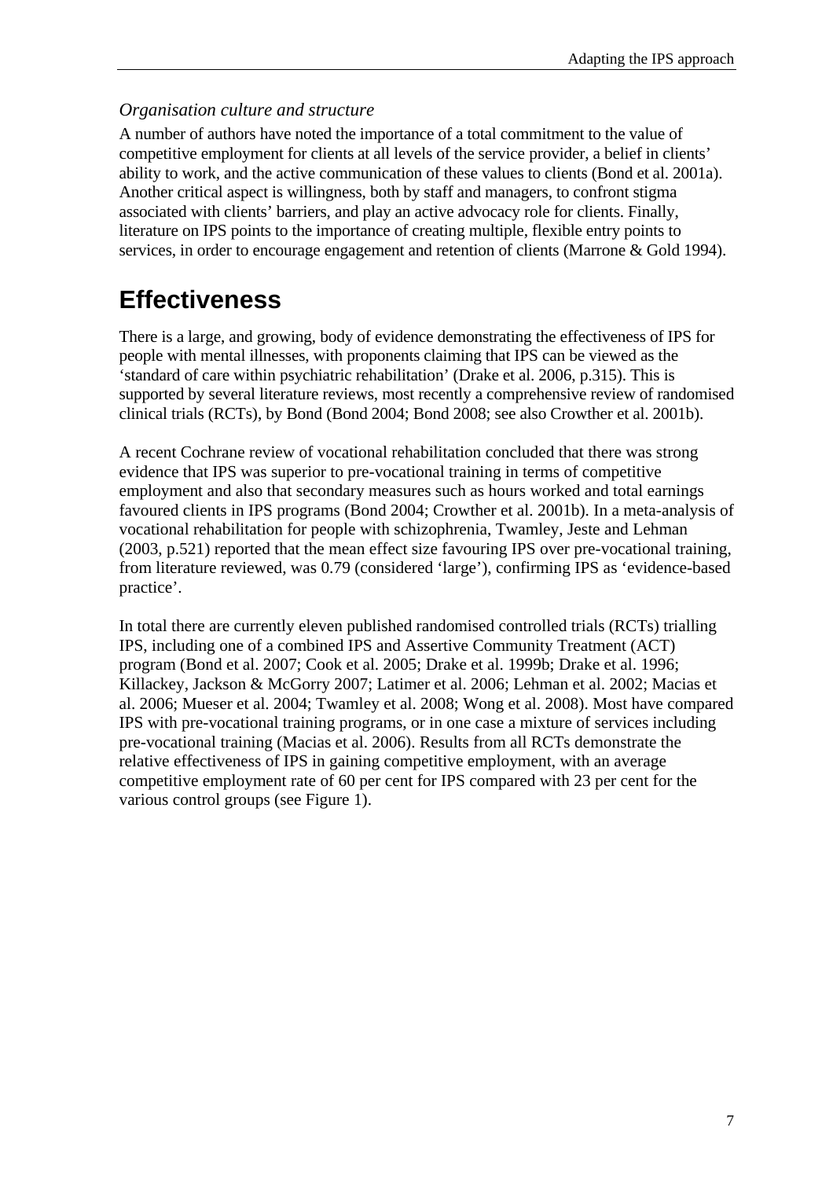### *Organisation culture and structure*

A number of authors have noted the importance of a total commitment to the value of competitive employment for clients at all levels of the service provider, a belief in clients' ability to work, and the active communication of these values to clients (Bond et al. 2001a). Another critical aspect is willingness, both by staff and managers, to confront stigma associated with clients' barriers, and play an active advocacy role for clients. Finally, literature on IPS points to the importance of creating multiple, flexible entry points to services, in order to encourage engagement and retention of clients (Marrone & Gold 1994).

# Effectiveness

There is a large, and growing, body of evidence demonstrating the effectiveness of IPS for people with mental illnesses, with proponents claiming that IPS can be viewed as the 'standard of care within psychiatric rehabilitation' (Drake et al. 2006, p.315). This is supported by several literature reviews, most recently a comprehensive review of randomised clinical trials (RCTs), by Bond (Bond 2004; Bond 2008; see also Crowther et al. 2001b).

A recent Cochrane review of vocational rehabilitation concluded that there was strong evidence that IPS was superior to pre-vocational training in terms of competitive employment and also that secondary measures such as hours worked and total earnings favoured clients in IPS programs (Bond 2004; Crowther et al. 2001b). In a meta-analysis of vocational rehabilitation for people with schizophrenia, Twamley, Jeste and Lehman (2003, p.521) reported that the mean effect size favouring IPS over pre-vocational training, from literature reviewed, was 0.79 (considered 'large'), confirming IPS as 'evidence-based practice'.

In total there are currently eleven published randomised controlled trials (RCTs) trialling IPS, including one of a combined IPS and Assertive Community Treatment (ACT) program (Bond et al. 2007; Cook et al. 2005; Drake et al. 1999b; Drake et al. 1996; Killackey, Jackson & McGorry 2007; Latimer et al. 2006; Lehman et al. 2002; Macias et al. 2006; Mueser et al. 2004; Twamley et al. 2008; Wong et al. 2008). Most have compared IPS with pre-vocational training programs, or in one case a mixture of services including pre-vocational training (Macias et al. 2006). Results from all RCTs demonstrate the relative effectiveness of IPS in gaining competitive employment, with an average competitive employment rate of 60 per cent for IPS compared with 23 per cent for the various control groups (see Figure 1).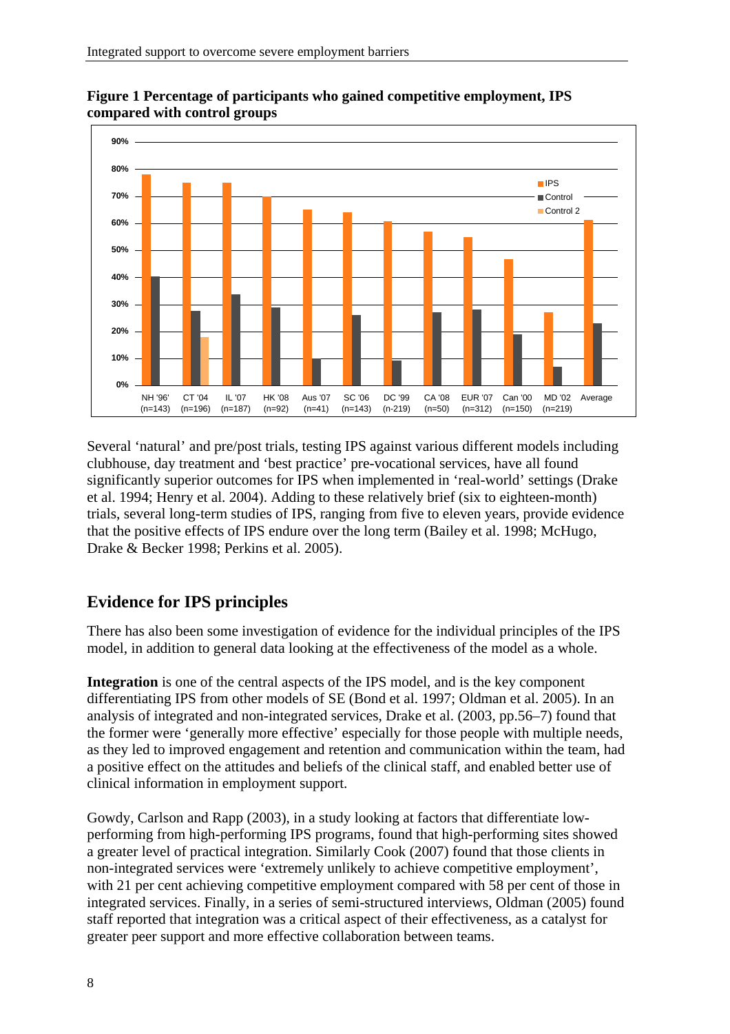**Figure 1 Percentage of participants who gained competitive employment, IPS compared with control groups**

Several 'natural' and pre/post trials, testing IPS against various different models including clubhouse, day treatment and 'best practice' pre-vocational services, have all found significantly superior outcomes for IPS when implemented in 'real-world' settings (Drake et al. 1994; Henry et al. 2004). Adding to these relatively brief (six to eighteen-month) trials, several long-term studies of IPS, ranging from five to eleven years, provide evidence that the positive effects of IPS endure over the long term (Bailey et al. 1998; McHugo, Drake & Becker 1998; Perkins et al. 2005).

## Evidence for IPS principles

There has also been some investigation of evidence for the individual principles of the IPS model, in addition to general data looking at the effectiveness of the model as a whole.

**Integration** is one of the central aspects of the IPS model, and is the key component differentiating IPS from other models of SE (Bond et al. 1997; Oldman et al. 2005). In an analysis of integrated and non-integrated services, Drake et al. (2003, pp.56–7) found that the former were 'generally more effective' especially for those people with multiple needs, as they led to improved engagement and retention and communication within the team, had a positive effect on the attitudes and beliefs of the clinical staff, and enabled better use of clinical information in employment support.

Gowdy, Carlson and Rapp (2003), in a study looking at factors that differentiate low-performing from high-performing IPS programs, found that high-performing sites showed a greater level of practical integration. Similarly Cook (2007) found that those clients in non-integrated services were 'extremely unlikely to achieve competitive employment', with 21 per cent achieving competitive employment compared with 58 per cent of those in integrated services. Finally, in a series of semi-structured interviews, Oldman (2005) found staff reported that integration was a critical aspect of their effectiveness, as a catalyst for greater peer support and more effective collaboration between teams.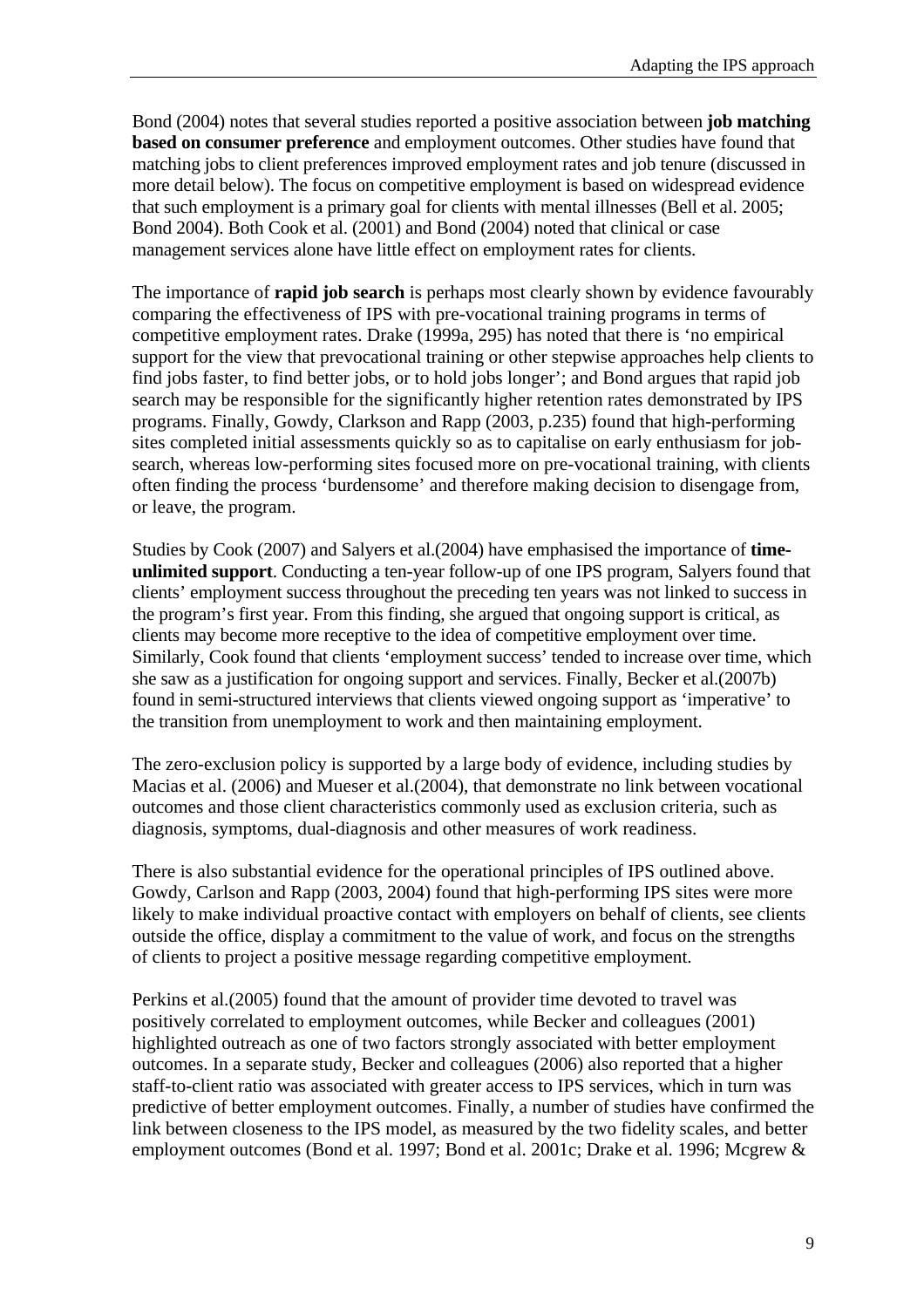Bond (2004) notes that several studies reported a positive association between **job matching based on consumer preference** and employment outcomes. Other studies have found that matching jobs to client preferences improved employment rates and job tenure (discussed in more detail below). The focus on competitive employment is based on widespread evidence that such employment is a primary goal for clients with mental illnesses (Bell et al. 2005; Bond 2004). Both Cook et al. (2001) and Bond (2004) noted that clinical or case management services alone have little effect on employment rates for clients.

The importance of **rapid job search** is perhaps most clearly shown by evidence favourably comparing the effectiveness of IPS with pre-vocational training programs in terms of competitive employment rates. Drake (1999a, 295) has noted that there is 'no empirical support for the view that prevocational training or other stepwise approaches help clients to find jobs faster, to find better jobs, or to hold jobs longer'; and Bond argues that rapid job search may be responsible for the significantly higher retention rates demonstrated by IPS programs. Finally, Gowdy, Clarkson and Rapp (2003, p.235) found that high-performing sites completed initial assessments quickly so as to capitalise on early enthusiasm for job-search, whereas low-performing sites focused more on pre-vocational training, with clients often finding the process 'burdensome' and therefore making decision to disengage from, or leave, the program.

Studies by Cook (2007) and Salyers et al.(2004) have emphasised the importance of **time-unlimited support**. Conducting a ten-year follow-up of one IPS program, Salyers found that clients' employment success throughout the preceding ten years was not linked to success in the program's first year. From this finding, she argued that ongoing support is critical, as clients may become more receptive to the idea of competitive employment over time. Similarly, Cook found that clients 'employment success' tended to increase over time, which she saw as a justification for ongoing support and services. Finally, Becker et al.(2007b) found in semi-structured interviews that clients viewed ongoing support as 'imperative' to the transition from unemployment to work and then maintaining employment.

The zero-exclusion policy is supported by a large body of evidence, including studies by Macias et al. (2006) and Mueser et al.(2004), that demonstrate no link between vocational outcomes and those client characteristics commonly used as exclusion criteria, such as diagnosis, symptoms, dual-diagnosis and other measures of work readiness.

There is also substantial evidence for the operational principles of IPS outlined above. Gowdy, Carlson and Rapp (2003, 2004) found that high-performing IPS sites were more likely to make individual proactive contact with employers on behalf of clients, see clients outside the office, display a commitment to the value of work, and focus on the strengths of clients to project a positive message regarding competitive employment.

Perkins et al.(2005) found that the amount of provider time devoted to travel was positively correlated to employment outcomes, while Becker and colleagues (2001) highlighted outreach as one of two factors strongly associated with better employment outcomes. In a separate study, Becker and colleagues (2006) also reported that a higher staff-to-client ratio was associated with greater access to IPS services, which in turn was predictive of better employment outcomes. Finally, a number of studies have confirmed the link between closeness to the IPS model, as measured by the two fidelity scales, and better employment outcomes (Bond et al. 1997; Bond et al. 2001c; Drake et al. 1996; Mcgrew &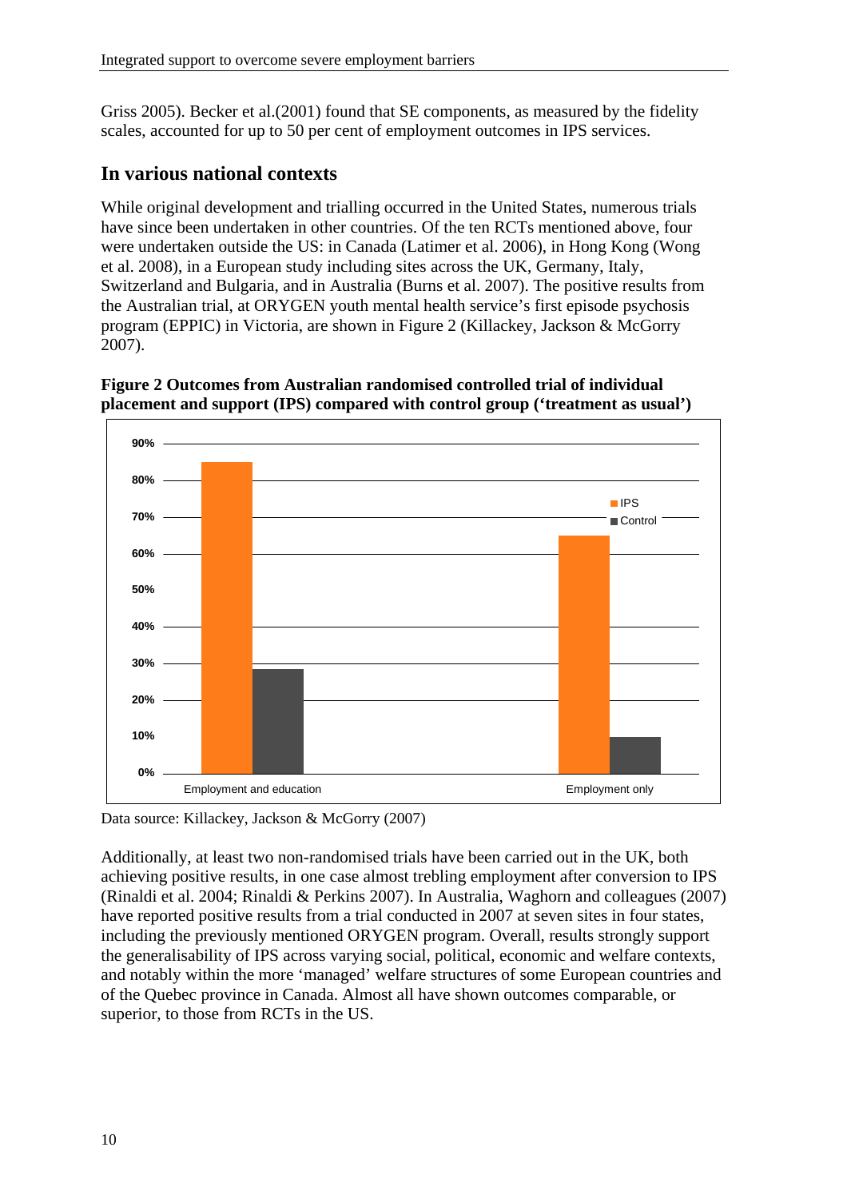Griss 2005). Becker et al.(2001) found that SE components, as measured by the fidelity scales, accounted for up to 50 per cent of employment outcomes in IPS services.

## In various national contexts

While original development and trialling occurred in the United States, numerous trials have since been undertaken in other countries. Of the ten RCTs mentioned above, four were undertaken outside the US: in Canada (Latimer et al. 2006), in Hong Kong (Wong et al. 2008), in a European study including sites across the UK, Germany, Italy, Switzerland and Bulgaria, and in Australia (Burns et al. 2007). The positive results from the Australian trial, at ORYGEN youth mental health service's first episode psychosis program (EPPIC) in Victoria, are shown in Figure 2 (Killackey, Jackson & McGorry 2007).

**Figure 2 Outcomes from Australian randomised controlled trial of individual placement and support (IPS) compared with control group ('treatment as usual')**

Data source: Killackey, Jackson & McGorry (2007)

Additionally, at least two non-randomised trials have been carried out in the UK, both achieving positive results, in one case almost trebling employment after conversion to IPS (Rinaldi et al. 2004; Rinaldi & Perkins 2007). In Australia, Waghorn and colleagues (2007) have reported positive results from a trial conducted in 2007 at seven sites in four states, including the previously mentioned ORYGEN program. Overall, results strongly support the generalisability of IPS across varying social, political, economic and welfare contexts, and notably within the more 'managed' welfare structures of some European countries and of the Quebec province in Canada. Almost all have shown outcomes comparable, or superior, to those from RCTs in the US.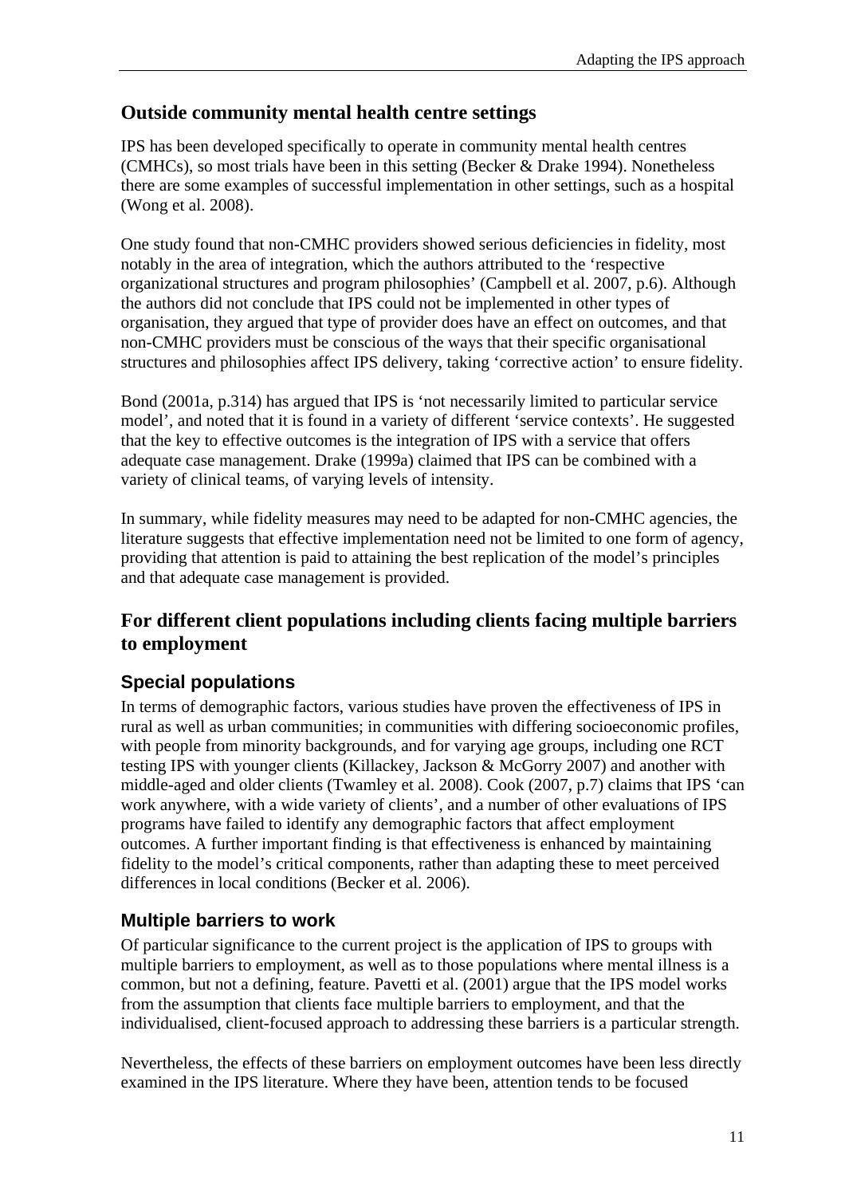## Outside community mental health centre settings

IPS has been developed specifically to operate in community mental health centres (CMHCs), so most trials have been in this setting (Becker & Drake 1994). Nonetheless there are some examples of successful implementation in other settings, such as a hospital (Wong et al. 2008).

One study found that non-CMHC providers showed serious deficiencies in fidelity, most notably in the area of integration, which the authors attributed to the 'respective organizational structures and program philosophies' (Campbell et al. 2007, p.6). Although the authors did not conclude that IPS could not be implemented in other types of organisation, they argued that type of provider does have an effect on outcomes, and that non-CMHC providers must be conscious of the ways that their specific organisational structures and philosophies affect IPS delivery, taking 'corrective action' to ensure fidelity.

Bond (2001a, p.314) has argued that IPS is 'not necessarily limited to particular service model', and noted that it is found in a variety of different 'service contexts'. He suggested that the key to effective outcomes is the integration of IPS with a service that offers adequate case management. Drake (1999a) claimed that IPS can be combined with a variety of clinical teams, of varying levels of intensity.

In summary, while fidelity measures may need to be adapted for non-CMHC agencies, the literature suggests that effective implementation need not be limited to one form of agency, providing that attention is paid to attaining the best replication of the model's principles and that adequate case management is provided.

## For different client populations including clients facing multiple barriers to employment

### Special populations

In terms of demographic factors, various studies have proven the effectiveness of IPS in rural as well as urban communities; in communities with differing socioeconomic profiles, with people from minority backgrounds, and for varying age groups, including one RCT testing IPS with younger clients (Killackey, Jackson & McGorry 2007) and another with middle-aged and older clients (Twamley et al. 2008). Cook (2007, p.7) claims that IPS 'can work anywhere, with a wide variety of clients', and a number of other evaluations of IPS programs have failed to identify any demographic factors that affect employment outcomes. A further important finding is that effectiveness is enhanced by maintaining fidelity to the model's critical components, rather than adapting these to meet perceived differences in local conditions (Becker et al. 2006).

### Multiple barriers to work

Of particular significance to the current project is the application of IPS to groups with multiple barriers to employment, as well as to those populations where mental illness is a common, but not a defining, feature. Pavetti et al. (2001) argue that the IPS model works from the assumption that clients face multiple barriers to employment, and that the individualised, client-focused approach to addressing these barriers is a particular strength.

Nevertheless, the effects of these barriers on employment outcomes have been less directly examined in the IPS literature. Where they have been, attention tends to be focused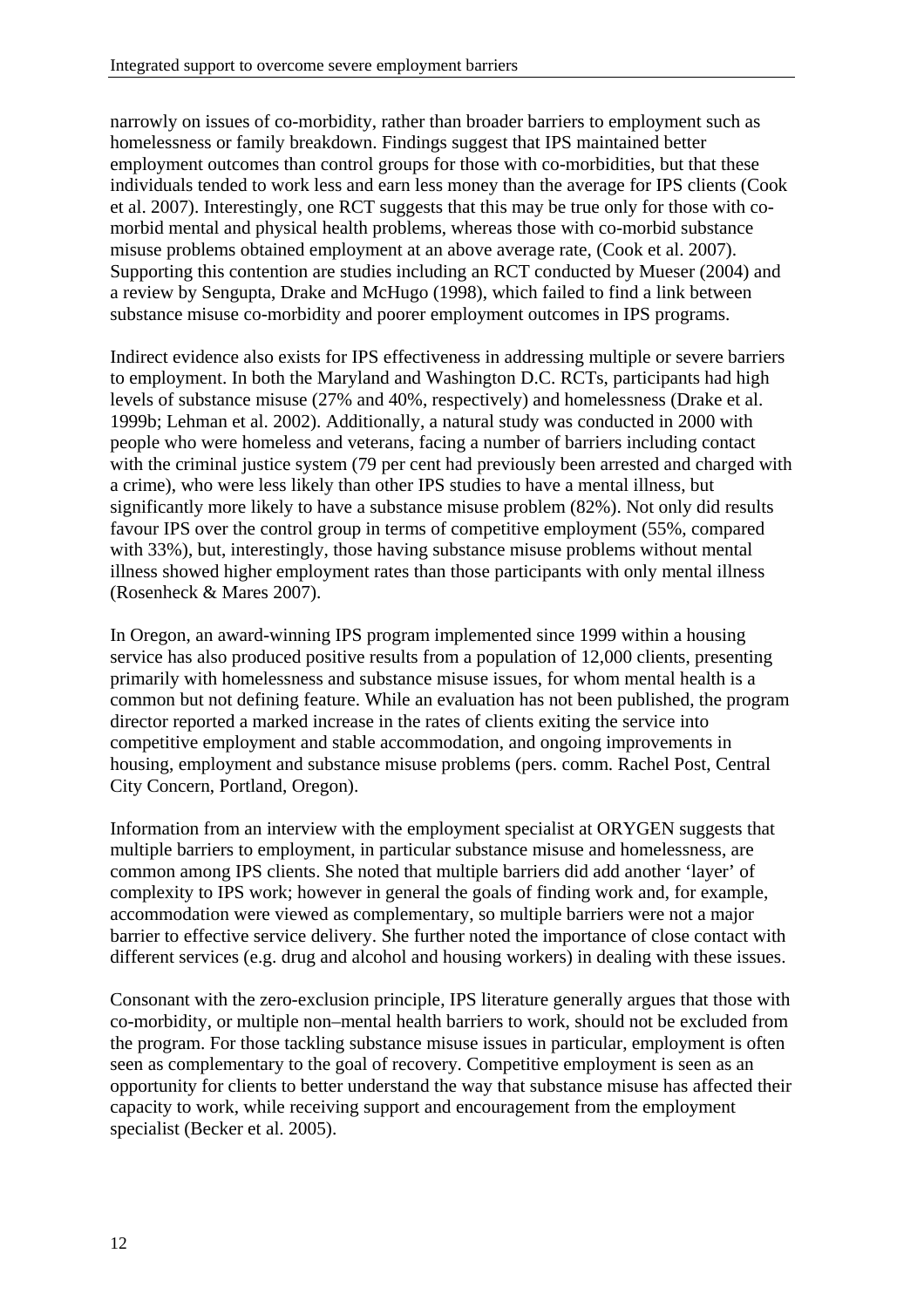narrowly on issues of co-morbidity, rather than broader barriers to employment such as homelessness or family breakdown. Findings suggest that IPS maintained better employment outcomes than control groups for those with co-morbidities, but that these individuals tended to work less and earn less money than the average for IPS clients (Cook et al. 2007). Interestingly, one RCT suggests that this may be true only for those with co-morbid mental and physical health problems, whereas those with co-morbid substance misuse problems obtained employment at an above average rate, (Cook et al. 2007). Supporting this contention are studies including an RCT conducted by Mueser (2004) and a review by Sengupta, Drake and McHugo (1998), which failed to find a link between substance misuse co-morbidity and poorer employment outcomes in IPS programs.

Indirect evidence also exists for IPS effectiveness in addressing multiple or severe barriers to employment. In both the Maryland and Washington D.C. RCTs, participants had high levels of substance misuse (27% and 40%, respectively) and homelessness (Drake et al. 1999b; Lehman et al. 2002). Additionally, a natural study was conducted in 2000 with people who were homeless and veterans, facing a number of barriers including contact with the criminal justice system (79 per cent had previously been arrested and charged with a crime), who were less likely than other IPS studies to have a mental illness, but significantly more likely to have a substance misuse problem (82%). Not only did results favour IPS over the control group in terms of competitive employment (55%, compared with 33%), but, interestingly, those having substance misuse problems without mental illness showed higher employment rates than those participants with only mental illness (Rosenheck & Mares 2007).

In Oregon, an award-winning IPS program implemented since 1999 within a housing service has also produced positive results from a population of 12,000 clients, presenting primarily with homelessness and substance misuse issues, for whom mental health is a common but not defining feature. While an evaluation has not been published, the program director reported a marked increase in the rates of clients exiting the service into competitive employment and stable accommodation, and ongoing improvements in housing, employment and substance misuse problems (pers. comm. Rachel Post, Central City Concern, Portland, Oregon).

Information from an interview with the employment specialist at ORYGEN suggests that multiple barriers to employment, in particular substance misuse and homelessness, are common among IPS clients. She noted that multiple barriers did add another 'layer' of complexity to IPS work; however in general the goals of finding work and, for example, accommodation were viewed as complementary, so multiple barriers were not a major barrier to effective service delivery. She further noted the importance of close contact with different services (e.g. drug and alcohol and housing workers) in dealing with these issues.

Consonant with the zero-exclusion principle, IPS literature generally argues that those with co-morbidity, or multiple non–mental health barriers to work, should not be excluded from the program. For those tackling substance misuse issues in particular, employment is often seen as complementary to the goal of recovery. Competitive employment is seen as an opportunity for clients to better understand the way that substance misuse has affected their capacity to work, while receiving support and encouragement from the employment specialist (Becker et al. 2005).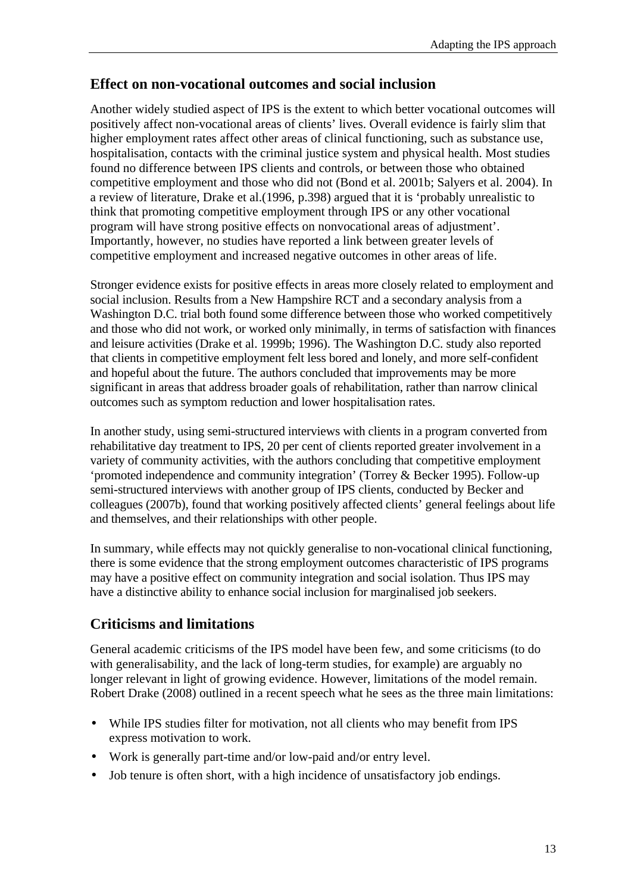## Effect on non-vocational outcomes and social inclusion

Another widely studied aspect of IPS is the extent to which better vocational outcomes will positively affect non-vocational areas of clients' lives. Overall evidence is fairly slim that higher employment rates affect other areas of clinical functioning, such as substance use, hospitalisation, contacts with the criminal justice system and physical health. Most studies found no difference between IPS clients and controls, or between those who obtained competitive employment and those who did not (Bond et al. 2001b; Salyers et al. 2004). In a review of literature, Drake et al.(1996, p.398) argued that it is 'probably unrealistic to think that promoting competitive employment through IPS or any other vocational program will have strong positive effects on nonvocational areas of adjustment'. Importantly, however, no studies have reported a link between greater levels of competitive employment and increased negative outcomes in other areas of life.

Stronger evidence exists for positive effects in areas more closely related to employment and social inclusion. Results from a New Hampshire RCT and a secondary analysis from a Washington D.C. trial both found some difference between those who worked competitively and those who did not work, or worked only minimally, in terms of satisfaction with finances and leisure activities (Drake et al. 1999b; 1996). The Washington D.C. study also reported that clients in competitive employment felt less bored and lonely, and more self-confident and hopeful about the future. The authors concluded that improvements may be more significant in areas that address broader goals of rehabilitation, rather than narrow clinical outcomes such as symptom reduction and lower hospitalisation rates.

In another study, using semi-structured interviews with clients in a program converted from rehabilitative day treatment to IPS, 20 per cent of clients reported greater involvement in a variety of community activities, with the authors concluding that competitive employment 'promoted independence and community integration' (Torrey & Becker 1995). Follow-up semi-structured interviews with another group of IPS clients, conducted by Becker and colleagues (2007b), found that working positively affected clients' general feelings about life and themselves, and their relationships with other people.

In summary, while effects may not quickly generalise to non-vocational clinical functioning, there is some evidence that the strong employment outcomes characteristic of IPS programs may have a positive effect on community integration and social isolation. Thus IPS may have a distinctive ability to enhance social inclusion for marginalised job seekers.

## Criticisms and limitations

General academic criticisms of the IPS model have been few, and some criticisms (to do with generalisability, and the lack of long-term studies, for example) are arguably no longer relevant in light of growing evidence. However, limitations of the model remain. Robert Drake (2008) outlined in a recent speech what he sees as the three main limitations:

- While IPS studies filter for motivation, not all clients who may benefit from IPS express motivation to work.
- Work is generally part-time and/or low-paid and/or entry level.
- Job tenure is often short, with a high incidence of unsatisfactory job endings.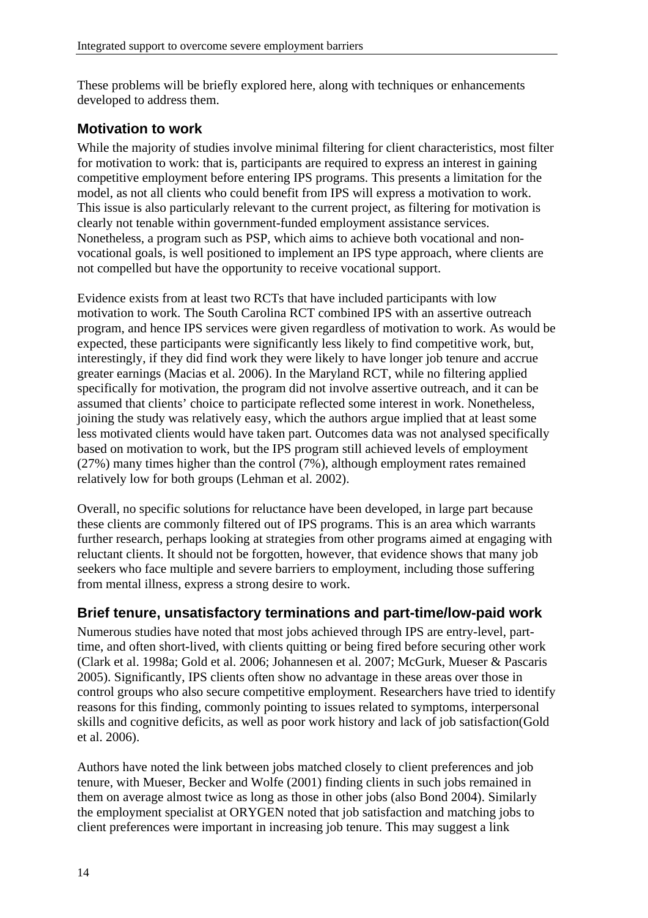These problems will be briefly explored here, along with techniques or enhancements developed to address them.

### Motivation to work

While the majority of studies involve minimal filtering for client characteristics, most filter for motivation to work: that is, participants are required to express an interest in gaining competitive employment before entering IPS programs. This presents a limitation for the model, as not all clients who could benefit from IPS will express a motivation to work. This issue is also particularly relevant to the current project, as filtering for motivation is clearly not tenable within government-funded employment assistance services. Nonetheless, a program such as PSP, which aims to achieve both vocational and non-vocational goals, is well positioned to implement an IPS type approach, where clients are not compelled but have the opportunity to receive vocational support.

Evidence exists from at least two RCTs that have included participants with low motivation to work. The South Carolina RCT combined IPS with an assertive outreach program, and hence IPS services were given regardless of motivation to work. As would be expected, these participants were significantly less likely to find competitive work, but, interestingly, if they did find work they were likely to have longer job tenure and accrue greater earnings (Macias et al. 2006). In the Maryland RCT, while no filtering applied specifically for motivation, the program did not involve assertive outreach, and it can be assumed that clients' choice to participate reflected some interest in work. Nonetheless, joining the study was relatively easy, which the authors argue implied that at least some less motivated clients would have taken part. Outcomes data was not analysed specifically based on motivation to work, but the IPS program still achieved levels of employment (27%) many times higher than the control (7%), although employment rates remained relatively low for both groups (Lehman et al. 2002).

Overall, no specific solutions for reluctance have been developed, in large part because these clients are commonly filtered out of IPS programs. This is an area which warrants further research, perhaps looking at strategies from other programs aimed at engaging with reluctant clients. It should not be forgotten, however, that evidence shows that many job seekers who face multiple and severe barriers to employment, including those suffering from mental illness, express a strong desire to work.

### Brief tenure, unsatisfactory terminations and part-time/low-paid work

Numerous studies have noted that most jobs achieved through IPS are entry-level, part-time, and often short-lived, with clients quitting or being fired before securing other work (Clark et al. 1998a; Gold et al. 2006; Johannesen et al. 2007; McGurk, Mueser & Pascaris 2005). Significantly, IPS clients often show no advantage in these areas over those in control groups who also secure competitive employment. Researchers have tried to identify reasons for this finding, commonly pointing to issues related to symptoms, interpersonal skills and cognitive deficits, as well as poor work history and lack of job satisfaction(Gold et al. 2006).

Authors have noted the link between jobs matched closely to client preferences and job tenure, with Mueser, Becker and Wolfe (2001) finding clients in such jobs remained in them on average almost twice as long as those in other jobs (also Bond 2004). Similarly the employment specialist at ORYGEN noted that job satisfaction and matching jobs to client preferences were important in increasing job tenure. This may suggest a link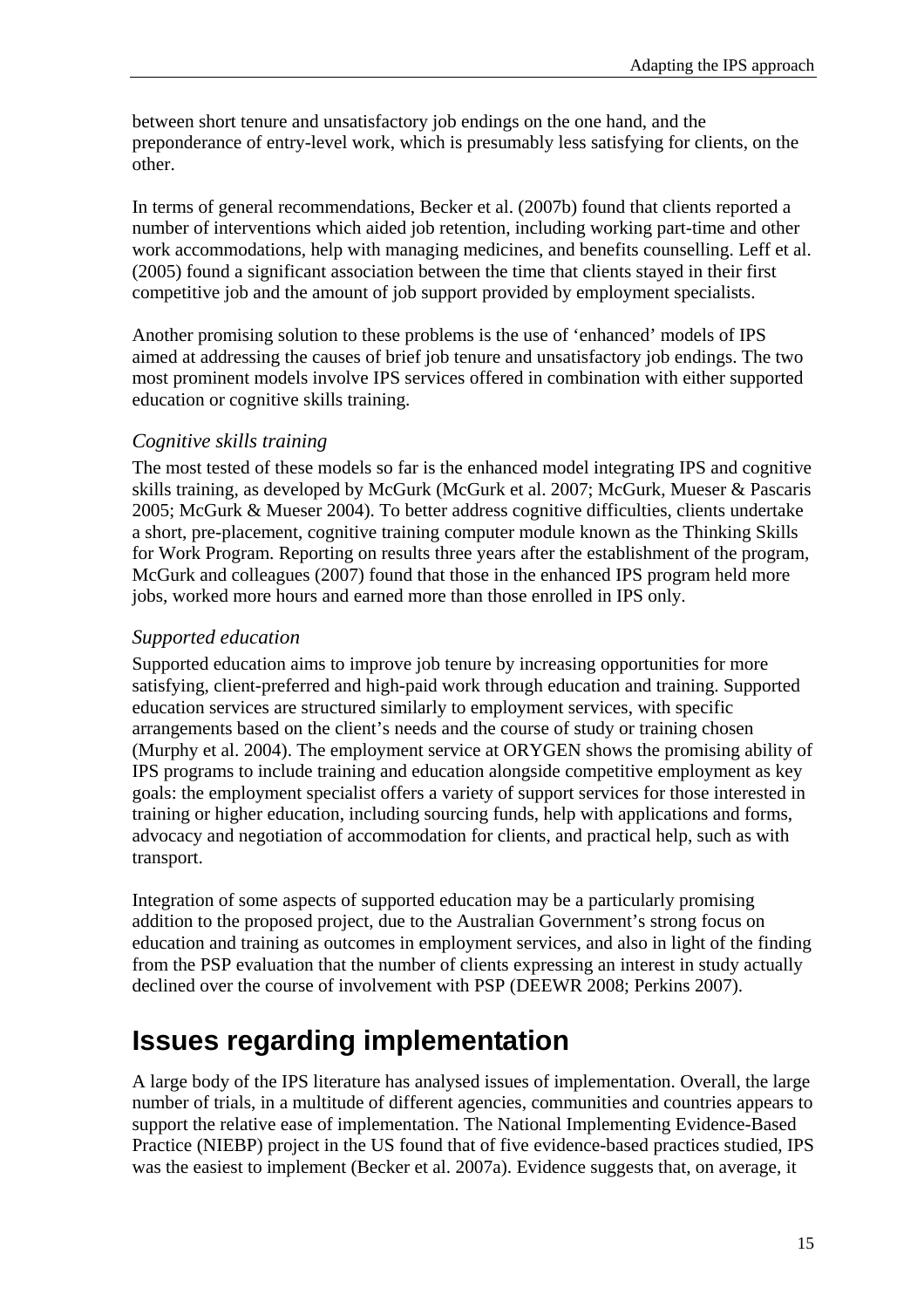between short tenure and unsatisfactory job endings on the one hand, and the preponderance of entry-level work, which is presumably less satisfying for clients, on the other.

In terms of general recommendations, Becker et al. (2007b) found that clients reported a number of interventions which aided job retention, including working part-time and other work accommodations, help with managing medicines, and benefits counselling. Leff et al. (2005) found a significant association between the time that clients stayed in their first competitive job and the amount of job support provided by employment specialists.

Another promising solution to these problems is the use of 'enhanced' models of IPS aimed at addressing the causes of brief job tenure and unsatisfactory job endings. The two most prominent models involve IPS services offered in combination with either supported education or cognitive skills training.

### *Cognitive skills training*

The most tested of these models so far is the enhanced model integrating IPS and cognitive skills training, as developed by McGurk (McGurk et al. 2007; McGurk, Mueser & Pascaris 2005; McGurk & Mueser 2004). To better address cognitive difficulties, clients undertake a short, pre-placement, cognitive training computer module known as the Thinking Skills for Work Program. Reporting on results three years after the establishment of the program, McGurk and colleagues (2007) found that those in the enhanced IPS program held more jobs, worked more hours and earned more than those enrolled in IPS only.

### *Supported education*

Supported education aims to improve job tenure by increasing opportunities for more satisfying, client-preferred and high-paid work through education and training. Supported education services are structured similarly to employment services, with specific arrangements based on the client's needs and the course of study or training chosen (Murphy et al. 2004). The employment service at ORYGEN shows the promising ability of IPS programs to include training and education alongside competitive employment as key goals: the employment specialist offers a variety of support services for those interested in training or higher education, including sourcing funds, help with applications and forms, advocacy and negotiation of accommodation for clients, and practical help, such as with transport.

Integration of some aspects of supported education may be a particularly promising addition to the proposed project, due to the Australian Government's strong focus on education and training as outcomes in employment services, and also in light of the finding from the PSP evaluation that the number of clients expressing an interest in study actually declined over the course of involvement with PSP (DEEWR 2008; Perkins 2007).

## Issues regarding implementation

A large body of the IPS literature has analysed issues of implementation. Overall, the large number of trials, in a multitude of different agencies, communities and countries appears to support the relative ease of implementation. The National Implementing Evidence-Based Practice (NIEBP) project in the US found that of five evidence-based practices studied, IPS was the easiest to implement (Becker et al. 2007a). Evidence suggests that, on average, it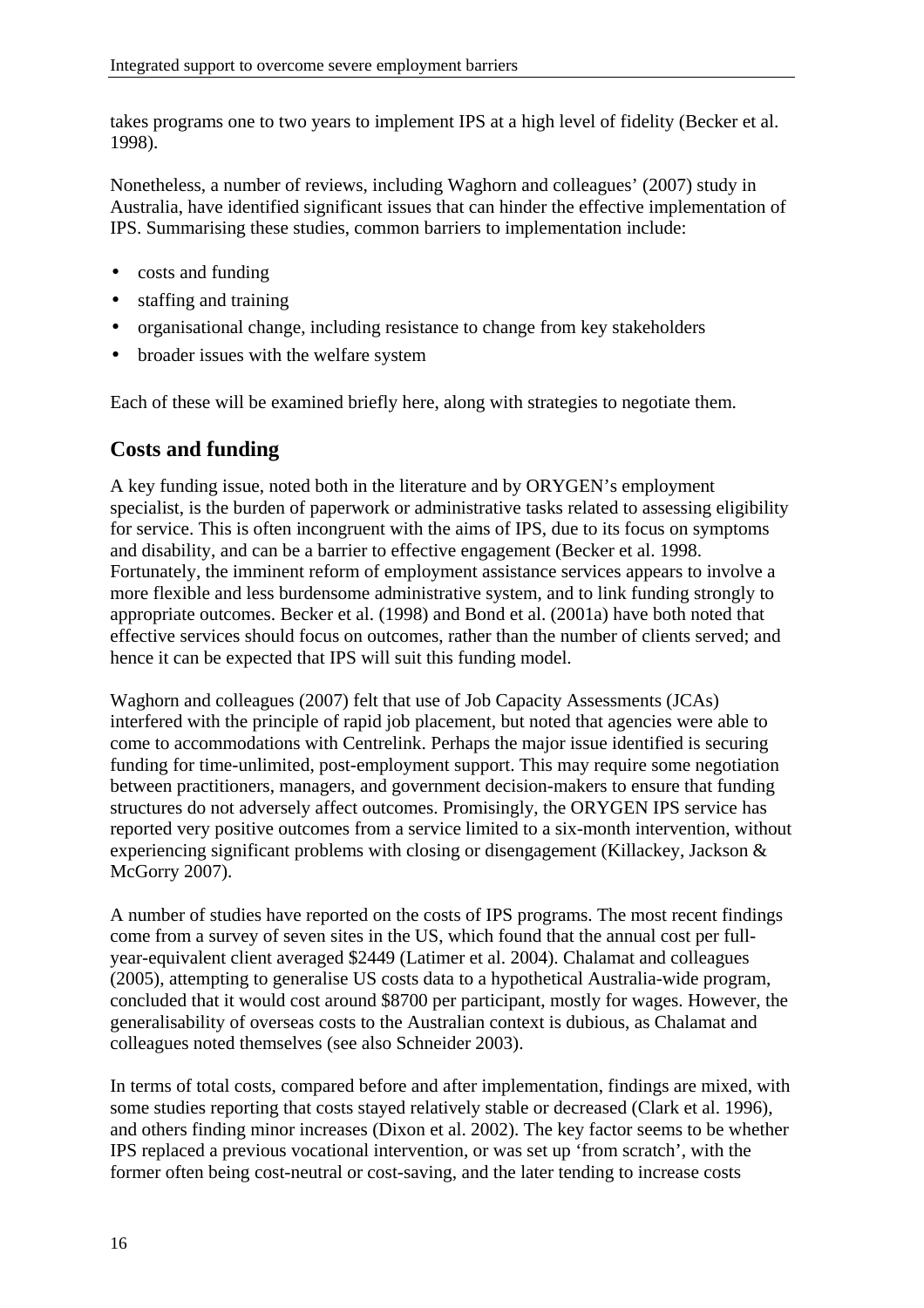takes programs one to two years to implement IPS at a high level of fidelity (Becker et al. 1998).

Nonetheless, a number of reviews, including Waghorn and colleagues' (2007) study in Australia, have identified significant issues that can hinder the effective implementation of IPS. Summarising these studies, common barriers to implementation include:

- costs and funding
- staffing and training
- organisational change, including resistance to change from key stakeholders
- broader issues with the welfare system

Each of these will be examined briefly here, along with strategies to negotiate them.

## Costs and funding

A key funding issue, noted both in the literature and by ORYGEN's employment specialist, is the burden of paperwork or administrative tasks related to assessing eligibility for service. This is often incongruent with the aims of IPS, due to its focus on symptoms and disability, and can be a barrier to effective engagement (Becker et al. 1998. Fortunately, the imminent reform of employment assistance services appears to involve a more flexible and less burdensome administrative system, and to link funding strongly to appropriate outcomes. Becker et al. (1998) and Bond et al. (2001a) have both noted that effective services should focus on outcomes, rather than the number of clients served; and hence it can be expected that IPS will suit this funding model.

Waghorn and colleagues (2007) felt that use of Job Capacity Assessments (JCAs) interfered with the principle of rapid job placement, but noted that agencies were able to come to accommodations with Centrelink. Perhaps the major issue identified is securing funding for time-unlimited, post-employment support. This may require some negotiation between practitioners, managers, and government decision-makers to ensure that funding structures do not adversely affect outcomes. Promisingly, the ORYGEN IPS service has reported very positive outcomes from a service limited to a six-month intervention, without experiencing significant problems with closing or disengagement (Killackey, Jackson & McGorry 2007).

A number of studies have reported on the costs of IPS programs. The most recent findings come from a survey of seven sites in the US, which found that the annual cost per full-year-equivalent client averaged $2449 (Latimer et al. 2004). Chalamat and colleagues (2005), attempting to generalise US costs data to a hypothetical Australia-wide program, concluded that it would cost around $8700 per participant, mostly for wages. However, the generalisability of overseas costs to the Australian context is dubious, as Chalamat and colleagues noted themselves (see also Schneider 2003).

In terms of total costs, compared before and after implementation, findings are mixed, with some studies reporting that costs stayed relatively stable or decreased (Clark et al. 1996), and others finding minor increases (Dixon et al. 2002). The key factor seems to be whether IPS replaced a previous vocational intervention, or was set up 'from scratch', with the former often being cost-neutral or cost-saving, and the later tending to increase costs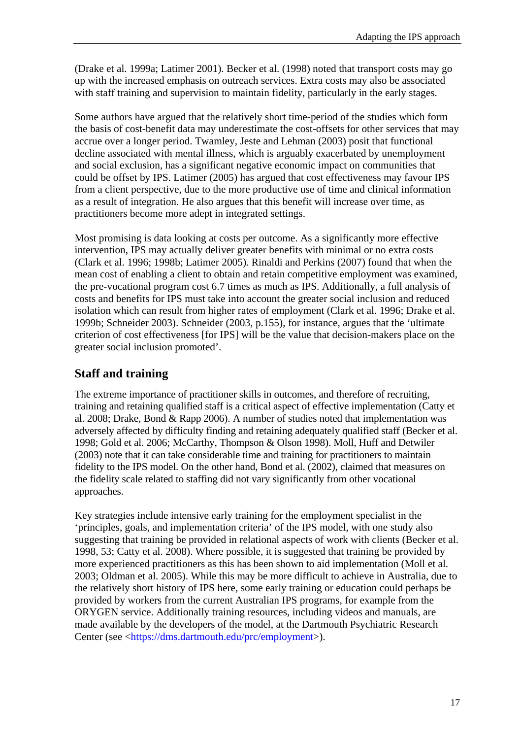(Drake et al. 1999a; Latimer 2001). Becker et al. (1998) noted that transport costs may go up with the increased emphasis on outreach services. Extra costs may also be associated with staff training and supervision to maintain fidelity, particularly in the early stages.

Some authors have argued that the relatively short time-period of the studies which form the basis of cost-benefit data may underestimate the cost-offsets for other services that may accrue over a longer period. Twamley, Jeste and Lehman (2003) posit that functional decline associated with mental illness, which is arguably exacerbated by unemployment and social exclusion, has a significant negative economic impact on communities that could be offset by IPS. Latimer (2005) has argued that cost effectiveness may favour IPS from a client perspective, due to the more productive use of time and clinical information as a result of integration. He also argues that this benefit will increase over time, as practitioners become more adept in integrated settings.

Most promising is data looking at costs per outcome. As a significantly more effective intervention, IPS may actually deliver greater benefits with minimal or no extra costs (Clark et al. 1996; 1998b; Latimer 2005). Rinaldi and Perkins (2007) found that when the mean cost of enabling a client to obtain and retain competitive employment was examined, the pre-vocational program cost 6.7 times as much as IPS. Additionally, a full analysis of costs and benefits for IPS must take into account the greater social inclusion and reduced isolation which can result from higher rates of employment (Clark et al. 1996; Drake et al. 1999b; Schneider 2003). Schneider (2003, p.155), for instance, argues that the 'ultimate criterion of cost effectiveness [for IPS] will be the value that decision-makers place on the greater social inclusion promoted'.

## Staff and training

The extreme importance of practitioner skills in outcomes, and therefore of recruiting, training and retaining qualified staff is a critical aspect of effective implementation (Catty et al. 2008; Drake, Bond & Rapp 2006). A number of studies noted that implementation was adversely affected by difficulty finding and retaining adequately qualified staff (Becker et al. 1998; Gold et al. 2006; McCarthy, Thompson & Olson 1998). Moll, Huff and Detwiler (2003) note that it can take considerable time and training for practitioners to maintain fidelity to the IPS model. On the other hand, Bond et al. (2002), claimed that measures on the fidelity scale related to staffing did not vary significantly from other vocational approaches.

Key strategies include intensive early training for the employment specialist in the 'principles, goals, and implementation criteria' of the IPS model, with one study also suggesting that training be provided in relational aspects of work with clients (Becker et al. 1998, 53; Catty et al. 2008). Where possible, it is suggested that training be provided by more experienced practitioners as this has been shown to aid implementation (Moll et al. 2003; Oldman et al. 2005). While this may be more difficult to achieve in Australia, due to the relatively short history of IPS here, some early training or education could perhaps be provided by workers from the current Australian IPS programs, for example from the ORYGEN service. Additionally training resources, including videos and manuals, are made available by the developers of the model, at the Dartmouth Psychiatric Research Center (see <https://dms.dartmouth.edu/prc/employment>).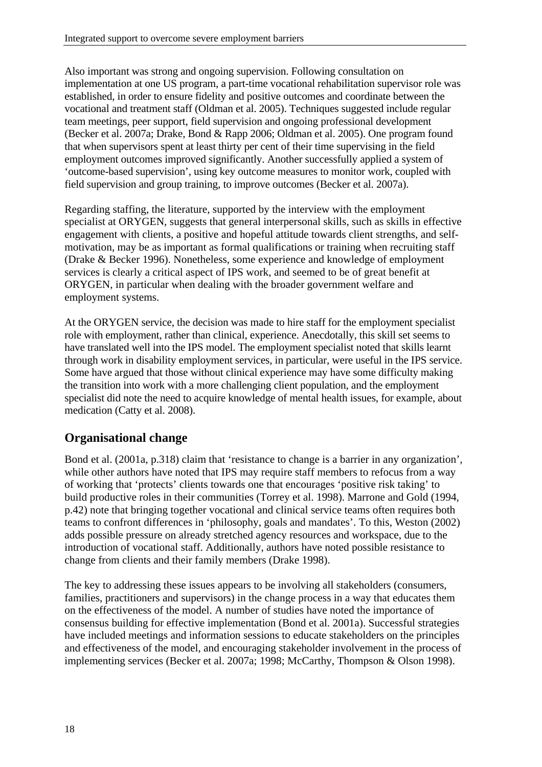Also important was strong and ongoing supervision. Following consultation on implementation at one US program, a part-time vocational rehabilitation supervisor role was established, in order to ensure fidelity and positive outcomes and coordinate between the vocational and treatment staff (Oldman et al. 2005). Techniques suggested include regular team meetings, peer support, field supervision and ongoing professional development (Becker et al. 2007a; Drake, Bond & Rapp 2006; Oldman et al. 2005). One program found that when supervisors spent at least thirty per cent of their time supervising in the field employment outcomes improved significantly. Another successfully applied a system of 'outcome-based supervision', using key outcome measures to monitor work, coupled with field supervision and group training, to improve outcomes (Becker et al. 2007a).

Regarding staffing, the literature, supported by the interview with the employment specialist at ORYGEN, suggests that general interpersonal skills, such as skills in effective engagement with clients, a positive and hopeful attitude towards client strengths, and self-motivation, may be as important as formal qualifications or training when recruiting staff (Drake & Becker 1996). Nonetheless, some experience and knowledge of employment services is clearly a critical aspect of IPS work, and seemed to be of great benefit at ORYGEN, in particular when dealing with the broader government welfare and employment systems.

At the ORYGEN service, the decision was made to hire staff for the employment specialist role with employment, rather than clinical, experience. Anecdotally, this skill set seems to have translated well into the IPS model. The employment specialist noted that skills learnt through work in disability employment services, in particular, were useful in the IPS service. Some have argued that those without clinical experience may have some difficulty making the transition into work with a more challenging client population, and the employment specialist did note the need to acquire knowledge of mental health issues, for example, about medication (Catty et al. 2008).

## Organisational change

Bond et al. (2001a, p.318) claim that 'resistance to change is a barrier in any organization', while other authors have noted that IPS may require staff members to refocus from a way of working that 'protects' clients towards one that encourages 'positive risk taking' to build productive roles in their communities (Torrey et al. 1998). Marrone and Gold (1994, p.42) note that bringing together vocational and clinical service teams often requires both teams to confront differences in 'philosophy, goals and mandates'. To this, Weston (2002) adds possible pressure on already stretched agency resources and workspace, due to the introduction of vocational staff. Additionally, authors have noted possible resistance to change from clients and their family members (Drake 1998).

The key to addressing these issues appears to be involving all stakeholders (consumers, families, practitioners and supervisors) in the change process in a way that educates them on the effectiveness of the model. A number of studies have noted the importance of consensus building for effective implementation (Bond et al. 2001a). Successful strategies have included meetings and information sessions to educate stakeholders on the principles and effectiveness of the model, and encouraging stakeholder involvement in the process of implementing services (Becker et al. 2007a; 1998; McCarthy, Thompson & Olson 1998).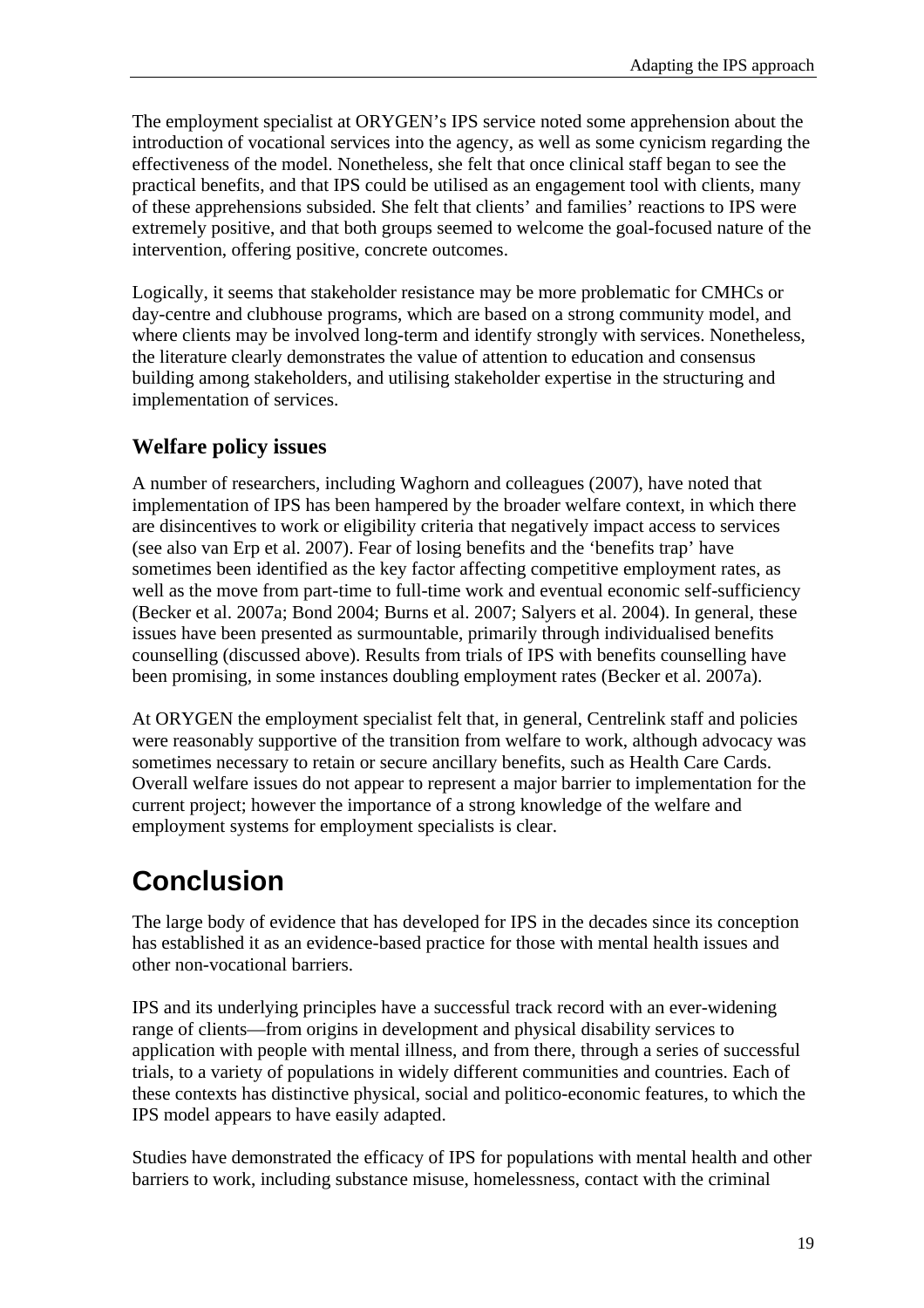The employment specialist at ORYGEN's IPS service noted some apprehension about the introduction of vocational services into the agency, as well as some cynicism regarding the effectiveness of the model. Nonetheless, she felt that once clinical staff began to see the practical benefits, and that IPS could be utilised as an engagement tool with clients, many of these apprehensions subsided. She felt that clients' and families' reactions to IPS were extremely positive, and that both groups seemed to welcome the goal-focused nature of the intervention, offering positive, concrete outcomes.

Logically, it seems that stakeholder resistance may be more problematic for CMHCs or day-centre and clubhouse programs, which are based on a strong community model, and where clients may be involved long-term and identify strongly with services. Nonetheless, the literature clearly demonstrates the value of attention to education and consensus building among stakeholders, and utilising stakeholder expertise in the structuring and implementation of services.

### Welfare policy issues

A number of researchers, including Waghorn and colleagues (2007), have noted that implementation of IPS has been hampered by the broader welfare context, in which there are disincentives to work or eligibility criteria that negatively impact access to services (see also van Erp et al. 2007). Fear of losing benefits and the 'benefits trap' have sometimes been identified as the key factor affecting competitive employment rates, as well as the move from part-time to full-time work and eventual economic self-sufficiency (Becker et al. 2007a; Bond 2004; Burns et al. 2007; Salyers et al. 2004). In general, these issues have been presented as surmountable, primarily through individualised benefits counselling (discussed above). Results from trials of IPS with benefits counselling have been promising, in some instances doubling employment rates (Becker et al. 2007a).

At ORYGEN the employment specialist felt that, in general, Centrelink staff and policies were reasonably supportive of the transition from welfare to work, although advocacy was sometimes necessary to retain or secure ancillary benefits, such as Health Care Cards. Overall welfare issues do not appear to represent a major barrier to implementation for the current project; however the importance of a strong knowledge of the welfare and employment systems for employment specialists is clear.

# Conclusion

The large body of evidence that has developed for IPS in the decades since its conception has established it as an evidence-based practice for those with mental health issues and other non-vocational barriers.

IPS and its underlying principles have a successful track record with an ever-widening range of clients—from origins in development and physical disability services to application with people with mental illness, and from there, through a series of successful trials, to a variety of populations in widely different communities and countries. Each of these contexts has distinctive physical, social and politico-economic features, to which the IPS model appears to have easily adapted.

Studies have demonstrated the efficacy of IPS for populations with mental health and other barriers to work, including substance misuse, homelessness, contact with the criminal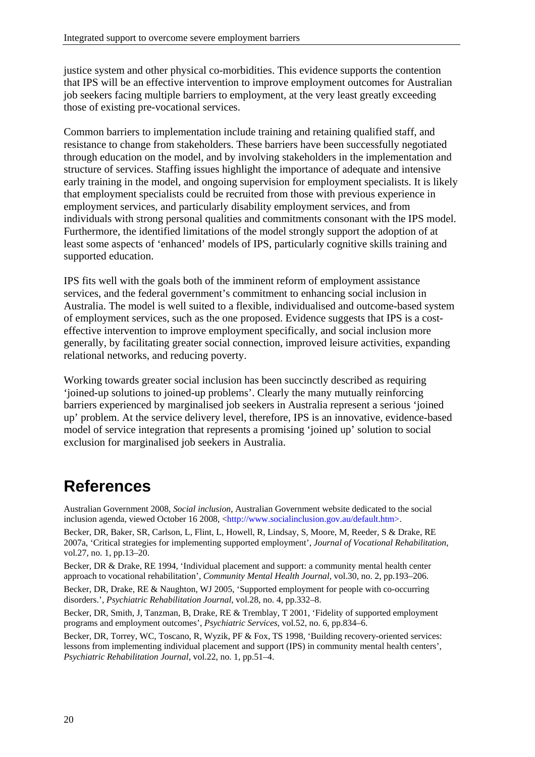justice system and other physical co-morbidities. This evidence supports the contention that IPS will be an effective intervention to improve employment outcomes for Australian job seekers facing multiple barriers to employment, at the very least greatly exceeding those of existing pre-vocational services.

Common barriers to implementation include training and retaining qualified staff, and resistance to change from stakeholders. These barriers have been successfully negotiated through education on the model, and by involving stakeholders in the implementation and structure of services. Staffing issues highlight the importance of adequate and intensive early training in the model, and ongoing supervision for employment specialists. It is likely that employment specialists could be recruited from those with previous experience in employment services, and particularly disability employment services, and from individuals with strong personal qualities and commitments consonant with the IPS model. Furthermore, the identified limitations of the model strongly support the adoption of at least some aspects of 'enhanced' models of IPS, particularly cognitive skills training and supported education.

IPS fits well with the goals both of the imminent reform of employment assistance services, and the federal government's commitment to enhancing social inclusion in Australia. The model is well suited to a flexible, individualised and outcome-based system of employment services, such as the one proposed. Evidence suggests that IPS is a cost-effective intervention to improve employment specifically, and social inclusion more generally, by facilitating greater social connection, improved leisure activities, expanding relational networks, and reducing poverty.

Working towards greater social inclusion has been succinctly described as requiring 'joined-up solutions to joined-up problems'. Clearly the many mutually reinforcing barriers experienced by marginalised job seekers in Australia represent a serious 'joined up' problem. At the service delivery level, therefore, IPS is an innovative, evidence-based model of service integration that represents a promising 'joined up' solution to social exclusion for marginalised job seekers in Australia.

# References

Australian Government 2008, *Social inclusion*, Australian Government website dedicated to the social inclusion agenda, viewed October 16 2008, <http://www.socialinclusion.gov.au/default.htm>.

Becker, DR, Baker, SR, Carlson, L, Flint, L, Howell, R, Lindsay, S, Moore, M, Reeder, S & Drake, RE 2007a, 'Critical strategies for implementing supported employment', *Journal of Vocational Rehabilitation*, vol.27, no. 1, pp.13–20.

Becker, DR & Drake, RE 1994, 'Individual placement and support: a community mental health center approach to vocational rehabilitation', *Community Mental Health Journal*, vol.30, no. 2, pp.193–206.

Becker, DR, Drake, RE & Naughton, WJ 2005, 'Supported employment for people with co-occurring disorders.', *Psychiatric Rehabilitation Journal*, vol.28, no. 4, pp.332–8.

Becker, DR, Smith, J, Tanzman, B, Drake, RE & Tremblay, T 2001, 'Fidelity of supported employment programs and employment outcomes', *Psychiatric Services*, vol.52, no. 6, pp.834–6.

Becker, DR, Torrey, WC, Toscano, R, Wyzik, PF & Fox, TS 1998, 'Building recovery-oriented services: lessons from implementing individual placement and support (IPS) in community mental health centers', *Psychiatric Rehabilitation Journal*, vol.22, no. 1, pp.51–4.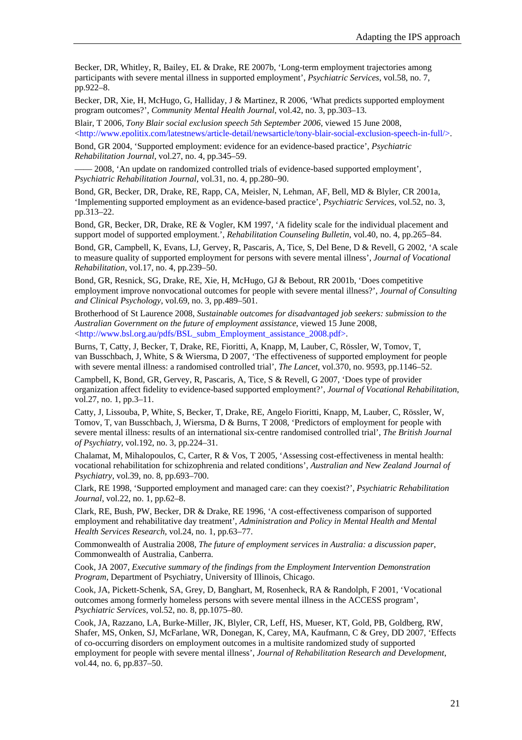Becker, DR, Whitley, R, Bailey, EL & Drake, RE 2007b, 'Long-term employment trajectories among participants with severe mental illness in supported employment', *Psychiatric Services*, vol.58, no. 7, pp.922–8.

Becker, DR, Xie, H, McHugo, G, Halliday, J & Martinez, R 2006, 'What predicts supported employment program outcomes?', *Community Mental Health Journal*, vol.42, no. 3, pp.303–13.

Blair, T 2006, *Tony Blair social exclusion speech 5th September 2006*, viewed 15 June 2008, <http://www.epolitix.com/latestnews/article-detail/newsarticle/tony-blair-social-exclusion-speech-in-full/>.

Bond, GR 2004, 'Supported employment: evidence for an evidence-based practice', *Psychiatric Rehabilitation Journal*, vol.27, no. 4, pp.345–59.

—— 2008, 'An update on randomized controlled trials of evidence-based supported employment', *Psychiatric Rehabilitation Journal*, vol.31, no. 4, pp.280–90.

Bond, GR, Becker, DR, Drake, RE, Rapp, CA, Meisler, N, Lehman, AF, Bell, MD & Blyler, CR 2001a, 'Implementing supported employment as an evidence-based practice', *Psychiatric Services*, vol.52, no. 3, pp.313–22.

Bond, GR, Becker, DR, Drake, RE & Vogler, KM 1997, 'A fidelity scale for the individual placement and support model of supported employment.', *Rehabilitation Counseling Bulletin*, vol.40, no. 4, pp.265–84.

Bond, GR, Campbell, K, Evans, LJ, Gervey, R, Pascaris, A, Tice, S, Del Bene, D & Revell, G 2002, 'A scale to measure quality of supported employment for persons with severe mental illness', *Journal of Vocational Rehabilitation*, vol.17, no. 4, pp.239–50.

Bond, GR, Resnick, SG, Drake, RE, Xie, H, McHugo, GJ & Bebout, RR 2001b, 'Does competitive employment improve nonvocational outcomes for people with severe mental illness?', *Journal of Consulting and Clinical Psychology*, vol.69, no. 3, pp.489–501.

Brotherhood of St Laurence 2008, *Sustainable outcomes for disadvantaged job seekers: submission to the Australian Government on the future of employment assistance*, viewed 15 June 2008, <http://www.bsl.org.au/pdfs/BSL_subm_Employment_assistance_2008.pdf>.

Burns, T, Catty, J, Becker, T, Drake, RE, Fioritti, A, Knapp, M, Lauber, C, Rössler, W, Tomov, T, van Busschbach, J, White, S & Wiersma, D 2007, 'The effectiveness of supported employment for people with severe mental illness: a randomised controlled trial', *The Lancet*, vol.370, no. 9593, pp.1146–52.

Campbell, K, Bond, GR, Gervey, R, Pascaris, A, Tice, S & Revell, G 2007, 'Does type of provider organization affect fidelity to evidence-based supported employment?', *Journal of Vocational Rehabilitation*, vol.27, no. 1, pp.3–11.

Catty, J, Lissouba, P, White, S, Becker, T, Drake, RE, Angelo Fioritti, Knapp, M, Lauber, C, Rössler, W, Tomov, T, van Busschbach, J, Wiersma, D & Burns, T 2008, 'Predictors of employment for people with severe mental illness: results of an international six-centre randomised controlled trial', *The British Journal of Psychiatry*, vol.192, no. 3, pp.224–31.

Chalamat, M, Mihalopoulos, C, Carter, R & Vos, T 2005, 'Assessing cost-effectiveness in mental health: vocational rehabilitation for schizophrenia and related conditions', *Australian and New Zealand Journal of Psychiatry*, vol.39, no. 8, pp.693–700.

Clark, RE 1998, 'Supported employment and managed care: can they coexist?', *Psychiatric Rehabilitation Journal*, vol.22, no. 1, pp.62–8.

Clark, RE, Bush, PW, Becker, DR & Drake, RE 1996, 'A cost-effectiveness comparison of supported employment and rehabilitative day treatment', *Administration and Policy in Mental Health and Mental Health Services Research*, vol.24, no. 1, pp.63–77.

Commonwealth of Australia 2008, *The future of employment services in Australia: a discussion paper*, Commonwealth of Australia, Canberra.

Cook, JA 2007, *Executive summary of the findings from the Employment Intervention Demonstration Program*, Department of Psychiatry, University of Illinois, Chicago.

Cook, JA, Pickett-Schenk, SA, Grey, D, Banghart, M, Rosenheck, RA & Randolph, F 2001, 'Vocational outcomes among formerly homeless persons with severe mental illness in the ACCESS program', *Psychiatric Services*, vol.52, no. 8, pp.1075–80.

Cook, JA, Razzano, LA, Burke-Miller, JK, Blyler, CR, Leff, HS, Mueser, KT, Gold, PB, Goldberg, RW, Shafer, MS, Onken, SJ, McFarlane, WR, Donegan, K, Carey, MA, Kaufmann, C & Grey, DD 2007, 'Effects of co-occurring disorders on employment outcomes in a multisite randomized study of supported employment for people with severe mental illness', *Journal of Rehabilitation Research and Development*, vol.44, no. 6, pp.837–50.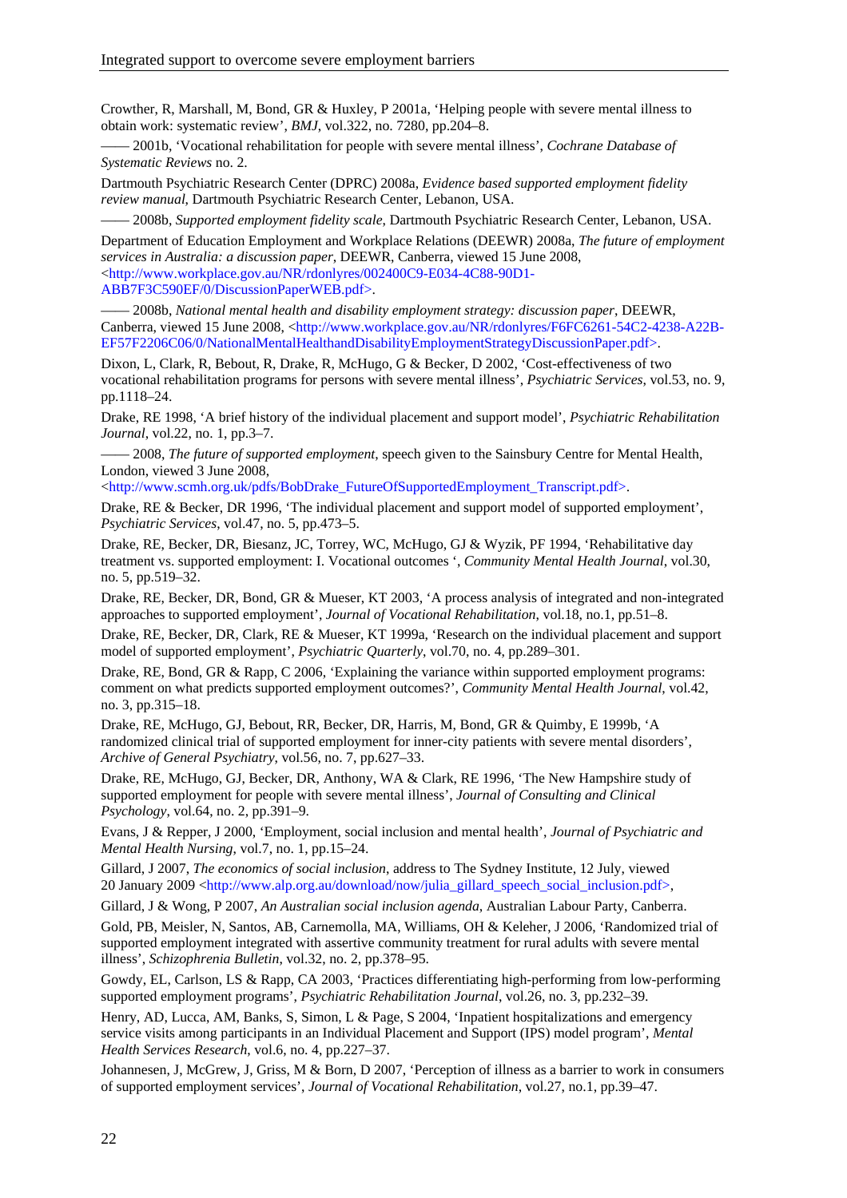Crowther, R, Marshall, M, Bond, GR & Huxley, P 2001a, 'Helping people with severe mental illness to obtain work: systematic review', *BMJ*, vol.322, no. 7280, pp.204–8.

—— 2001b, 'Vocational rehabilitation for people with severe mental illness', *Cochrane Database of Systematic Reviews* no. 2.

Dartmouth Psychiatric Research Center (DPRC) 2008a, *Evidence based supported employment fidelity review manual*, Dartmouth Psychiatric Research Center, Lebanon, USA.

—— 2008b, *Supported employment fidelity scale*, Dartmouth Psychiatric Research Center, Lebanon, USA.

Department of Education Employment and Workplace Relations (DEEWR) 2008a, *The future of employment services in Australia: a discussion paper*, DEEWR, Canberra, viewed 15 June 2008, <http://www.workplace.gov.au/NR/rdonlyres/002400C9-E034-4C88-90D1-ABB7F3C590EF/0/DiscussionPaperWEB.pdf>.

—— 2008b, *National mental health and disability employment strategy: discussion paper*, DEEWR, Canberra, viewed 15 June 2008, <http://www.workplace.gov.au/NR/rdonlyres/F6FC6261-54C2-4238-A22B-EF57F2206C06/0/NationalMentalHealthandDisabilityEmploymentStrategyDiscussionPaper.pdf>.

Dixon, L, Clark, R, Bebout, R, Drake, R, McHugo, G & Becker, D 2002, 'Cost-effectiveness of two vocational rehabilitation programs for persons with severe mental illness', *Psychiatric Services*, vol.53, no. 9, pp.1118–24.

Drake, RE 1998, 'A brief history of the individual placement and support model', *Psychiatric Rehabilitation Journal*, vol.22, no. 1, pp.3–7.

—— 2008, *The future of supported employment*, speech given to the Sainsbury Centre for Mental Health, London, viewed 3 June 2008, <http://www.scmh.org.uk/pdfs/BobDrake_FutureOfSupportedEmployment_Transcript.pdf>.

Drake, RE & Becker, DR 1996, 'The individual placement and support model of supported employment', *Psychiatric Services*, vol.47, no. 5, pp.473–5.

Drake, RE, Becker, DR, Biesanz, JC, Torrey, WC, McHugo, GJ & Wyzik, PF 1994, 'Rehabilitative day treatment vs. supported employment: I. Vocational outcomes ', *Community Mental Health Journal*, vol.30, no. 5, pp.519–32.

Drake, RE, Becker, DR, Bond, GR & Mueser, KT 2003, 'A process analysis of integrated and non-integrated approaches to supported employment', *Journal of Vocational Rehabilitation,* vol.18, no.1, pp.51–8.

Drake, RE, Becker, DR, Clark, RE & Mueser, KT 1999a, 'Research on the individual placement and support model of supported employment', *Psychiatric Quarterly*, vol.70, no. 4, pp.289–301.

Drake, RE, Bond, GR & Rapp, C 2006, 'Explaining the variance within supported employment programs: comment on what predicts supported employment outcomes?', *Community Mental Health Journal*, vol.42, no. 3, pp.315–18.

Drake, RE, McHugo, GJ, Bebout, RR, Becker, DR, Harris, M, Bond, GR & Quimby, E 1999b, 'A randomized clinical trial of supported employment for inner-city patients with severe mental disorders', *Archive of General Psychiatry*, vol.56, no. 7, pp.627–33.

Drake, RE, McHugo, GJ, Becker, DR, Anthony, WA & Clark, RE 1996, 'The New Hampshire study of supported employment for people with severe mental illness', *Journal of Consulting and Clinical Psychology*, vol.64, no. 2, pp.391–9.

Evans, J & Repper, J 2000, 'Employment, social inclusion and mental health', *Journal of Psychiatric and Mental Health Nursing*, vol.7, no. 1, pp.15–24.

Gillard, J 2007, *The economics of social inclusion*, address to The Sydney Institute, 12 July, viewed 20 January 2009 <http://www.alp.org.au/download/now/julia_gillard_speech_social_inclusion.pdf>,

Gillard, J & Wong, P 2007, *An Australian social inclusion agenda*, Australian Labour Party, Canberra.

Gold, PB, Meisler, N, Santos, AB, Carnemolla, MA, Williams, OH & Keleher, J 2006, 'Randomized trial of supported employment integrated with assertive community treatment for rural adults with severe mental illness', *Schizophrenia Bulletin*, vol.32, no. 2, pp.378–95.

Gowdy, EL, Carlson, LS & Rapp, CA 2003, 'Practices differentiating high-performing from low-performing supported employment programs', *Psychiatric Rehabilitation Journal*, vol.26, no. 3, pp.232–39.

Henry, AD, Lucca, AM, Banks, S, Simon, L & Page, S 2004, 'Inpatient hospitalizations and emergency service visits among participants in an Individual Placement and Support (IPS) model program', *Mental Health Services Research*, vol.6, no. 4, pp.227–37.

Johannesen, J, McGrew, J, Griss, M & Born, D 2007, 'Perception of illness as a barrier to work in consumers of supported employment services', *Journal of Vocational Rehabilitation*, vol.27, no.1, pp.39–47.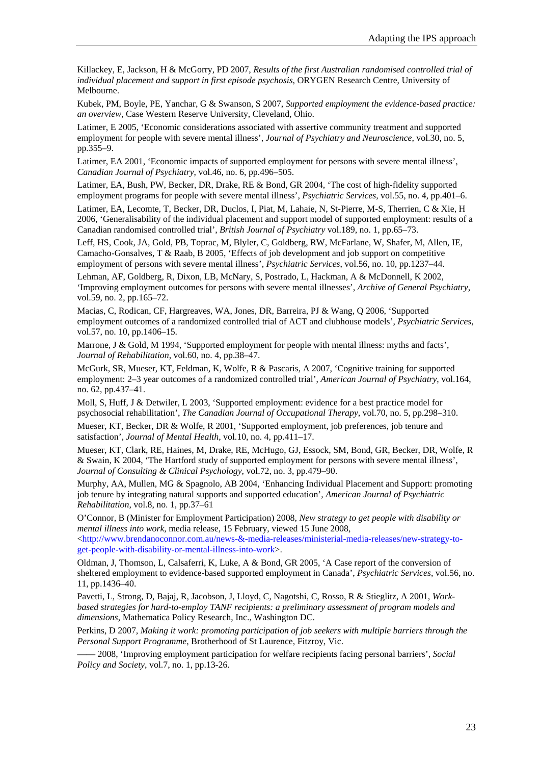Killackey, E, Jackson, H & McGorry, PD 2007, *Results of the first Australian randomised controlled trial of individual placement and support in first episode psychosis*, ORYGEN Research Centre, University of Melbourne.

Kubek, PM, Boyle, PE, Yanchar, G & Swanson, S 2007, *Supported employment the evidence-based practice: an overview*, Case Western Reserve University, Cleveland, Ohio.

Latimer, E 2005, 'Economic considerations associated with assertive community treatment and supported employment for people with severe mental illness', *Journal of Psychiatry and Neuroscience*, vol.30, no. 5, pp.355–9.

Latimer, EA 2001, 'Economic impacts of supported employment for persons with severe mental illness', *Canadian Journal of Psychiatry*, vol.46, no. 6, pp.496–505.

Latimer, EA, Bush, PW, Becker, DR, Drake, RE & Bond, GR 2004, 'The cost of high-fidelity supported employment programs for people with severe mental illness', *Psychiatric Services*, vol.55, no. 4, pp.401–6.

Latimer, EA, Lecomte, T, Becker, DR, Duclos, I, Piat, M, Lahaie, N, St-Pierre, M-S, Therrien, C & Xie, H 2006, 'Generalisability of the individual placement and support model of supported employment: results of a Canadian randomised controlled trial', *British Journal of Psychiatry* vol.189, no. 1, pp.65–73.

Leff, HS, Cook, JA, Gold, PB, Toprac, M, Blyler, C, Goldberg, RW, McFarlane, W, Shafer, M, Allen, IE, Camacho-Gonsalves, T & Raab, B 2005, 'Effects of job development and job support on competitive employment of persons with severe mental illness', *Psychiatric Services*, vol.56, no. 10, pp.1237–44.

Lehman, AF, Goldberg, R, Dixon, LB, McNary, S, Postrado, L, Hackman, A & McDonnell, K 2002, 'Improving employment outcomes for persons with severe mental illnesses', *Archive of General Psychiatry*, vol.59, no. 2, pp.165–72.

Macias, C, Rodican, CF, Hargreaves, WA, Jones, DR, Barreira, PJ & Wang, Q 2006, 'Supported employment outcomes of a randomized controlled trial of ACT and clubhouse models', *Psychiatric Services*, vol.57, no. 10, pp.1406–15.

Marrone, J & Gold, M 1994, 'Supported employment for people with mental illness: myths and facts', *Journal of Rehabilitation*, vol.60, no. 4, pp.38–47.

McGurk, SR, Mueser, KT, Feldman, K, Wolfe, R & Pascaris, A 2007, 'Cognitive training for supported employment: 2–3 year outcomes of a randomized controlled trial', *American Journal of Psychiatry*, vol.164, no. 62, pp.437–41.

Moll, S, Huff, J & Detwiler, L 2003, 'Supported employment: evidence for a best practice model for psychosocial rehabilitation', *The Canadian Journal of Occupational Therapy*, vol.70, no. 5, pp.298–310.

Mueser, KT, Becker, DR & Wolfe, R 2001, 'Supported employment, job preferences, job tenure and satisfaction', *Journal of Mental Health*, vol.10, no. 4, pp.411–17.

Mueser, KT, Clark, RE, Haines, M, Drake, RE, McHugo, GJ, Essock, SM, Bond, GR, Becker, DR, Wolfe, R & Swain, K 2004, 'The Hartford study of supported employment for persons with severe mental illness', *Journal of Consulting & Clinical Psychology*, vol.72, no. 3, pp.479–90.

Murphy, AA, Mullen, MG & Spagnolo, AB 2004, 'Enhancing Individual Placement and Support: promoting job tenure by integrating natural supports and supported education', *American Journal of Psychiatric Rehabilitation*, vol.8, no. 1, pp.37–61

O'Connor, B (Minister for Employment Participation) 2008, *New strategy to get people with disability or mental illness into work*, media release, 15 February, viewed 15 June 2008, <http://www.brendanoconnor.com.au/news-&-media-releases/ministerial-media-releases/new-strategy-to-get-people-with-disability-or-mental-illness-into-work>.

Oldman, J, Thomson, L, Calsaferri, K, Luke, A & Bond, GR 2005, 'A Case report of the conversion of sheltered employment to evidence-based supported employment in Canada', *Psychiatric Services*, vol.56, no. 11, pp.1436–40.

Pavetti, L, Strong, D, Bajaj, R, Jacobson, J, Lloyd, C, Nagotshi, C, Rosso, R & Stieglitz, A 2001, *Work-based strategies for hard-to-employ TANF recipients: a preliminary assessment of program models and dimensions*, Mathematica Policy Research, Inc., Washington DC.

Perkins, D 2007, *Making it work: promoting participation of job seekers with multiple barriers through the Personal Support Programme*, Brotherhood of St Laurence, Fitzroy, Vic.

—— 2008, 'Improving employment participation for welfare recipients facing personal barriers', *Social Policy and Society*, vol.7, no. 1, pp.13-26.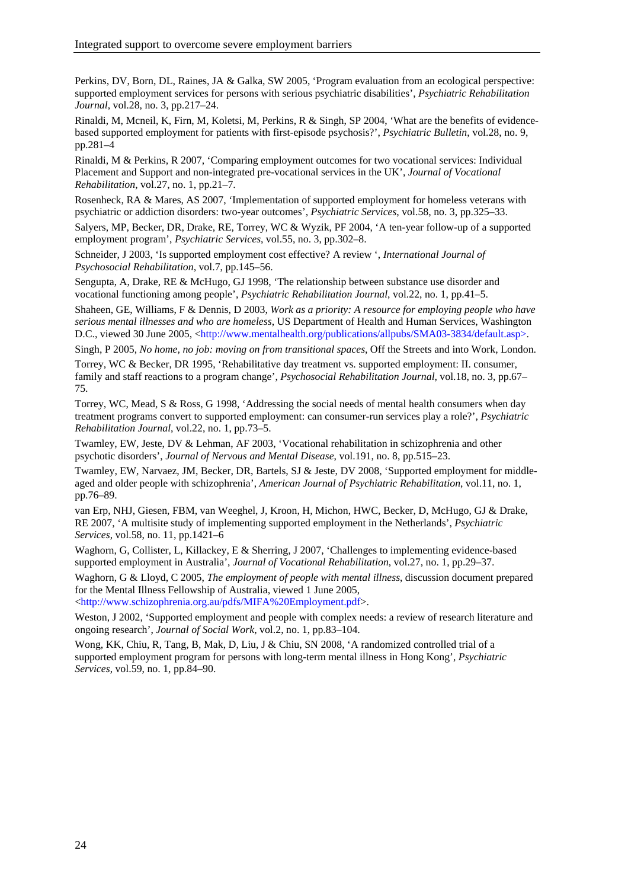Perkins, DV, Born, DL, Raines, JA & Galka, SW 2005, 'Program evaluation from an ecological perspective: supported employment services for persons with serious psychiatric disabilities', *Psychiatric Rehabilitation Journal*, vol.28, no. 3, pp.217–24.

Rinaldi, M, Mcneil, K, Firn, M, Koletsi, M, Perkins, R & Singh, SP 2004, 'What are the benefits of evidence-based supported employment for patients with first-episode psychosis?', *Psychiatric Bulletin*, vol.28, no. 9, pp.281–4

Rinaldi, M & Perkins, R 2007, 'Comparing employment outcomes for two vocational services: Individual Placement and Support and non-integrated pre-vocational services in the UK', *Journal of Vocational Rehabilitation*, vol.27, no. 1, pp.21–7.

Rosenheck, RA & Mares, AS 2007, 'Implementation of supported employment for homeless veterans with psychiatric or addiction disorders: two-year outcomes', *Psychiatric Services*, vol.58, no. 3, pp.325–33.

Salyers, MP, Becker, DR, Drake, RE, Torrey, WC & Wyzik, PF 2004, 'A ten-year follow-up of a supported employment program', *Psychiatric Services*, vol.55, no. 3, pp.302–8.

Schneider, J 2003, 'Is supported employment cost effective? A review ', *International Journal of Psychosocial Rehabilitation*, vol.7, pp.145–56.

Sengupta, A, Drake, RE & McHugo, GJ 1998, 'The relationship between substance use disorder and vocational functioning among people', *Psychiatric Rehabilitation Journal*, vol.22, no. 1, pp.41–5.

Shaheen, GE, Williams, F & Dennis, D 2003, *Work as a priority: A resource for employing people who have serious mental illnesses and who are homeless*, US Department of Health and Human Services, Washington D.C., viewed 30 June 2005, <http://www.mentalhealth.org/publications/allpubs/SMA03-3834/default.asp>.

Singh, P 2005, *No home, no job: moving on from transitional spaces*, Off the Streets and into Work, London.

Torrey, WC & Becker, DR 1995, 'Rehabilitative day treatment vs. supported employment: II. consumer, family and staff reactions to a program change', *Psychosocial Rehabilitation Journal*, vol.18, no. 3, pp.67–75.

Torrey, WC, Mead, S & Ross, G 1998, 'Addressing the social needs of mental health consumers when day treatment programs convert to supported employment: can consumer-run services play a role?', *Psychiatric Rehabilitation Journal*, vol.22, no. 1, pp.73–5.

Twamley, EW, Jeste, DV & Lehman, AF 2003, 'Vocational rehabilitation in schizophrenia and other psychotic disorders', *Journal of Nervous and Mental Disease*, vol.191, no. 8, pp.515–23.

Twamley, EW, Narvaez, JM, Becker, DR, Bartels, SJ & Jeste, DV 2008, 'Supported employment for middle-aged and older people with schizophrenia', *American Journal of Psychiatric Rehabilitation*, vol.11, no. 1, pp.76–89.

van Erp, NHJ, Giesen, FBM, van Weeghel, J, Kroon, H, Michon, HWC, Becker, D, McHugo, GJ & Drake, RE 2007, 'A multisite study of implementing supported employment in the Netherlands', *Psychiatric Services*, vol.58, no. 11, pp.1421–6

Waghorn, G, Collister, L, Killackey, E & Sherring, J 2007, 'Challenges to implementing evidence-based supported employment in Australia', *Journal of Vocational Rehabilitation*, vol.27, no. 1, pp.29–37.

Waghorn, G & Lloyd, C 2005, *The employment of people with mental illness*, discussion document prepared for the Mental Illness Fellowship of Australia, viewed 1 June 2005, <http://www.schizophrenia.org.au/pdfs/MIFA%20Employment.pdf>.

Weston, J 2002, 'Supported employment and people with complex needs: a review of research literature and ongoing research', *Journal of Social Work*, vol.2, no. 1, pp.83–104.

Wong, KK, Chiu, R, Tang, B, Mak, D, Liu, J & Chiu, SN 2008, 'A randomized controlled trial of a supported employment program for persons with long-term mental illness in Hong Kong', *Psychiatric Services*, vol.59, no. 1, pp.84–90.